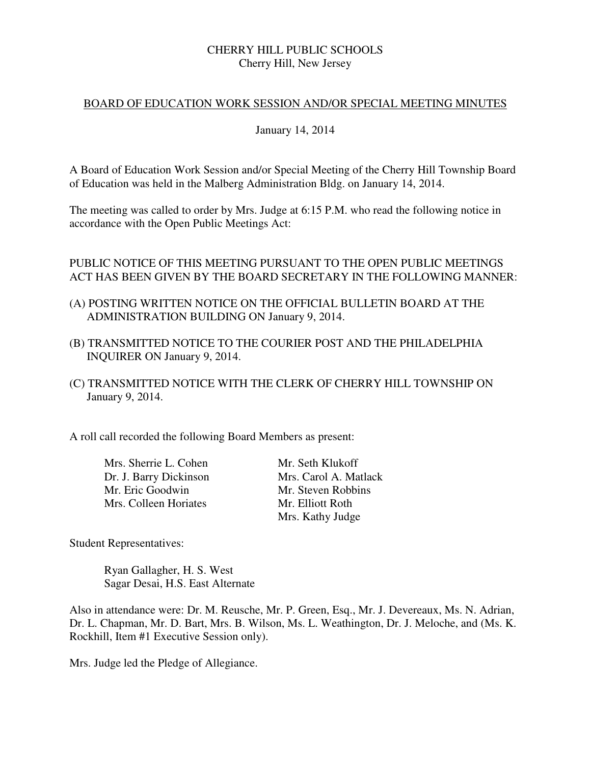CHERRY HILL PUBLIC SCHOOLS
Cherry Hill, New Jersey

BOARD OF EDUCATION WORK SESSION AND/OR SPECIAL MEETING MINUTES

January 14, 2014

A Board of Education Work Session and/or Special Meeting of the Cherry Hill Township Board of Education was held in the Malberg Administration Bldg. on January 14, 2014.

The meeting was called to order by Mrs. Judge at 6:15 P.M. who read the following notice in accordance with the Open Public Meetings Act:

PUBLIC NOTICE OF THIS MEETING PURSUANT TO THE OPEN PUBLIC MEETINGS ACT HAS BEEN GIVEN BY THE BOARD SECRETARY IN THE FOLLOWING MANNER:

(A) POSTING WRITTEN NOTICE ON THE OFFICIAL BULLETIN BOARD AT THE ADMINISTRATION BUILDING ON January 9, 2014.

(B) TRANSMITTED NOTICE TO THE COURIER POST AND THE PHILADELPHIA INQUIRER ON January 9, 2014.

(C) TRANSMITTED NOTICE WITH THE CLERK OF CHERRY HILL TOWNSHIP ON January 9, 2014.

A roll call recorded the following Board Members as present:

Mrs. Sherrie L. Cohen
Dr. J. Barry Dickinson
Mr. Eric Goodwin
Mrs. Colleen Horiates
Mr. Seth Klukoff
Mrs. Carol A. Matlack
Mr. Steven Robbins
Mr. Elliott Roth
Mrs. Kathy Judge

Student Representatives:

Ryan Gallagher, H. S. West
Sagar Desai, H.S. East Alternate

Also in attendance were: Dr. M. Reusche, Mr. P. Green, Esq., Mr. J. Devereaux, Ms. N. Adrian, Dr. L. Chapman, Mr. D. Bart, Mrs. B. Wilson, Ms. L. Weathington, Dr. J. Meloche, and (Ms. K. Rockhill, Item #1 Executive Session only).

Mrs. Judge led the Pledge of Allegiance.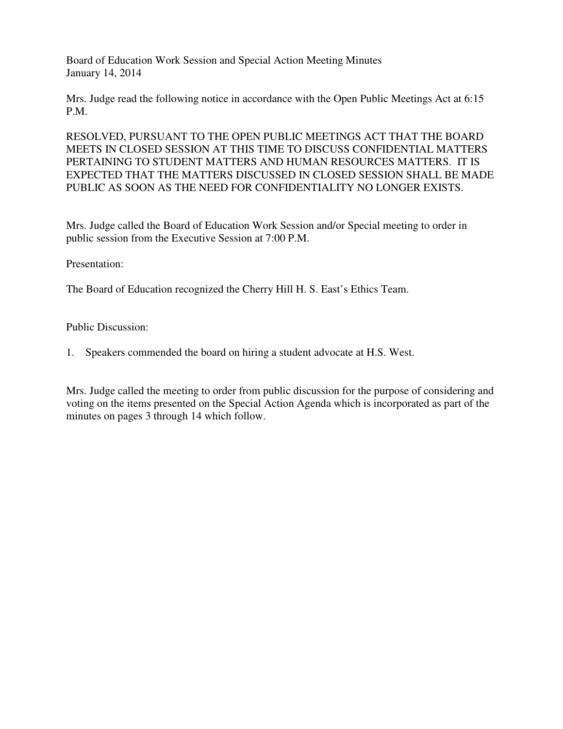Board of Education Work Session and Special Action Meeting Minutes
January 14, 2014

Mrs. Judge read the following notice in accordance with the Open Public Meetings Act at 6:15 P.M.

RESOLVED, PURSUANT TO THE OPEN PUBLIC MEETINGS ACT THAT THE BOARD MEETS IN CLOSED SESSION AT THIS TIME TO DISCUSS CONFIDENTIAL MATTERS PERTAINING TO STUDENT MATTERS AND HUMAN RESOURCES MATTERS. IT IS EXPECTED THAT THE MATTERS DISCUSSED IN CLOSED SESSION SHALL BE MADE PUBLIC AS SOON AS THE NEED FOR CONFIDENTIALITY NO LONGER EXISTS.

Mrs. Judge called the Board of Education Work Session and/or Special meeting to order in public session from the Executive Session at 7:00 P.M.

Presentation:

The Board of Education recognized the Cherry Hill H. S. East's Ethics Team.

Public Discussion:

1. Speakers commended the board on hiring a student advocate at H.S. West.

Mrs. Judge called the meeting to order from public discussion for the purpose of considering and voting on the items presented on the Special Action Agenda which is incorporated as part of the minutes on pages 3 through 14 which follow.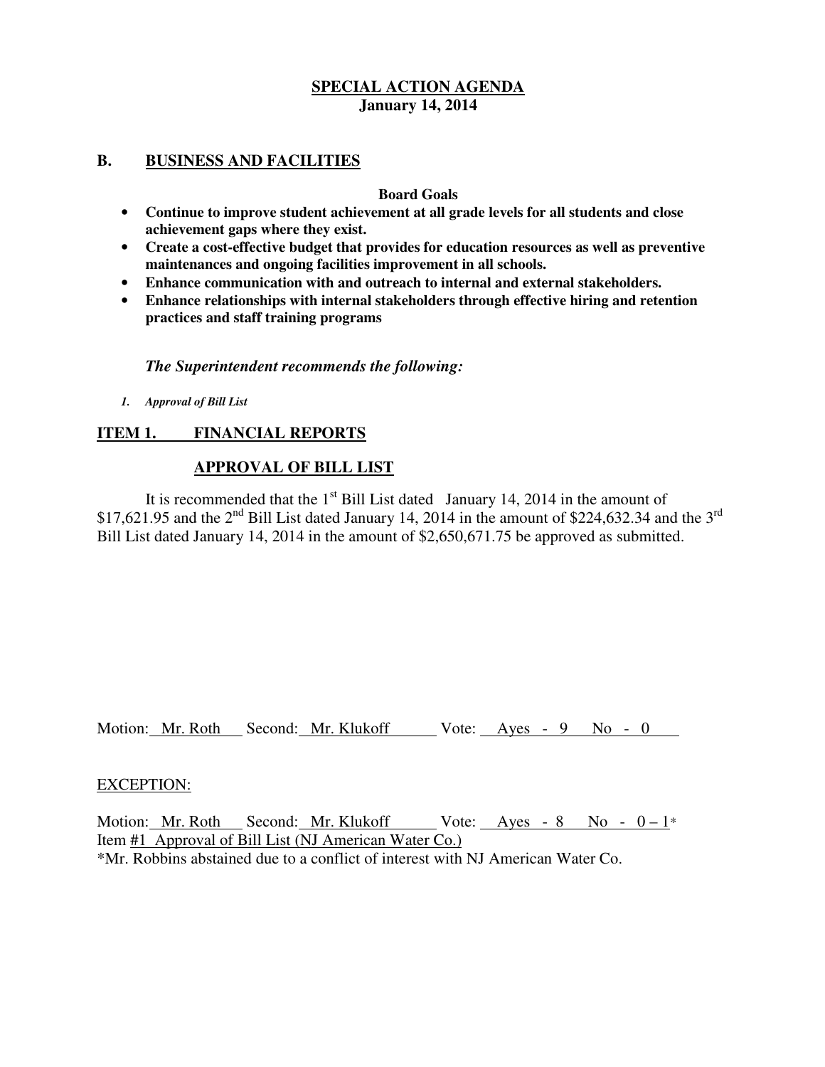**SPECIAL ACTION AGENDA**
**January 14, 2014**

## B. BUSINESS AND FACILITIES

**Board Goals**

- **Continue to improve student achievement at all grade levels for all students and close achievement gaps where they exist.**
- **Create a cost-effective budget that provides for education resources as well as preventive maintenances and ongoing facilities improvement in all schools.**
- **Enhance communication with and outreach to internal and external stakeholders.**
- **Enhance relationships with internal stakeholders through effective hiring and retention practices and staff training programs**

***The Superintendent recommends the following:***

1. *Approval of Bill List*

### ITEM 1. FINANCIAL REPORTS

### APPROVAL OF BILL LIST

It is recommended that the 1st Bill List dated January 14, 2014 in the amount of $17,621.95 and the 2nd Bill List dated January 14, 2014 in the amount of $224,632.34 and the 3rd Bill List dated January 14, 2014 in the amount of $2,650,671.75 be approved as submitted.

Motion: Mr. Roth Second: Mr. Klukoff Vote: Ayes - 9 No - 0

EXCEPTION:

Motion: Mr. Roth Second: Mr. Klukoff Vote: Ayes - 8 No - 0 – 1*
Item #1 Approval of Bill List (NJ American Water Co.)
*Mr. Robbins abstained due to a conflict of interest with NJ American Water Co.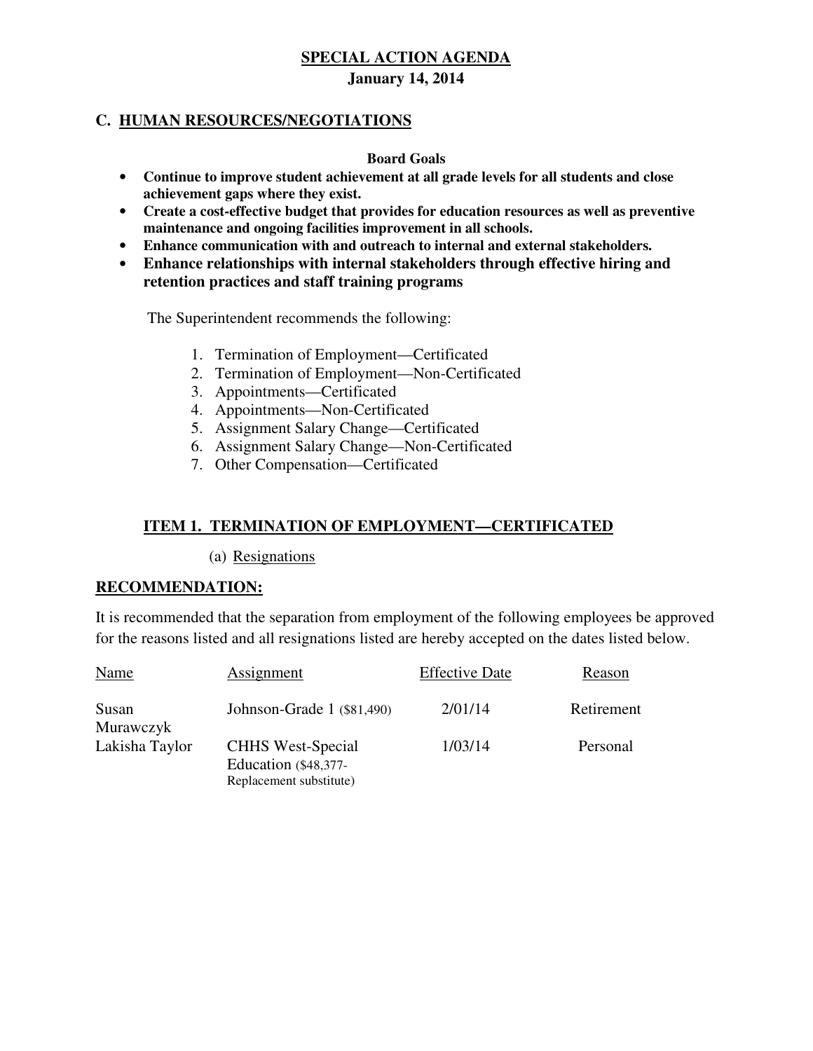**SPECIAL ACTION AGENDA**

**January 14, 2014**

## C. HUMAN RESOURCES/NEGOTIATIONS

**Board Goals**

- **Continue to improve student achievement at all grade levels for all students and close achievement gaps where they exist.**
- **Create a cost-effective budget that provides for education resources as well as preventive maintenance and ongoing facilities improvement in all schools.**
- **Enhance communication with and outreach to internal and external stakeholders.**
- **Enhance relationships with internal stakeholders through effective hiring and retention practices and staff training programs**

The Superintendent recommends the following:

1. Termination of Employment—Certificated
2. Termination of Employment—Non-Certificated
3. Appointments—Certificated
4. Appointments—Non-Certificated
5. Assignment Salary Change—Certificated
6. Assignment Salary Change—Non-Certificated
7. Other Compensation—Certificated

### ITEM 1. TERMINATION OF EMPLOYMENT—CERTIFICATED

(a) Resignations

**RECOMMENDATION:**

It is recommended that the separation from employment of the following employees be approved for the reasons listed and all resignations listed are hereby accepted on the dates listed below.

| Name | Assignment | Effective Date | Reason |
|---|---|---|---|
| Susan Murawczyk | Johnson-Grade 1 ($81,490) | 2/01/14 | Retirement |
| Lakisha Taylor | CHHS West-Special Education ($48,377-Replacement substitute) | 1/03/14 | Personal |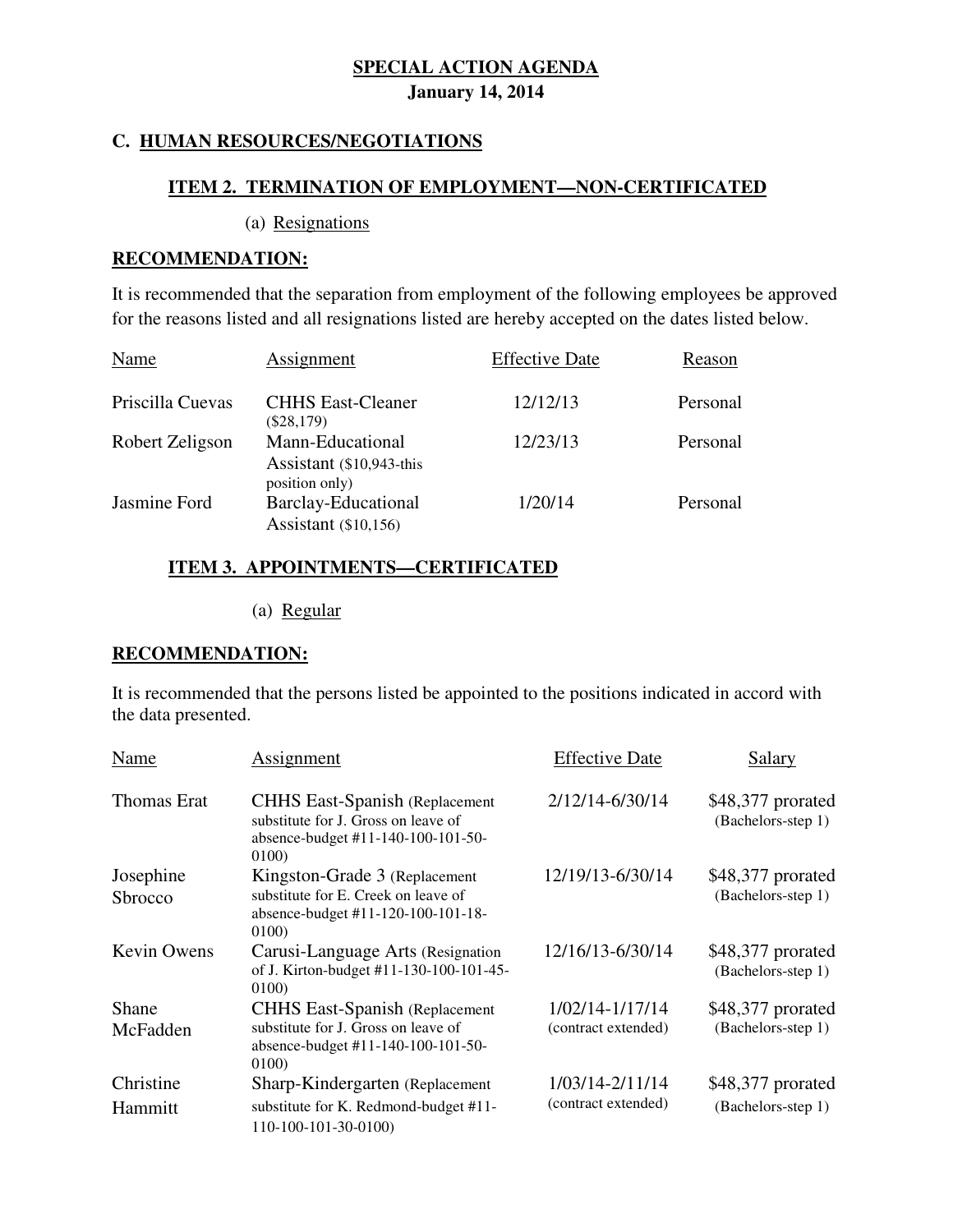**SPECIAL ACTION AGENDA**
**January 14, 2014**

## C. HUMAN RESOURCES/NEGOTIATIONS

### ITEM 2. TERMINATION OF EMPLOYMENT—NON-CERTIFICATED

(a) Resignations

**RECOMMENDATION:**

It is recommended that the separation from employment of the following employees be approved for the reasons listed and all resignations listed are hereby accepted on the dates listed below.

| Name | Assignment | Effective Date | Reason |
|---|---|---|---|
| Priscilla Cuevas | CHHS East-Cleaner ($28,179) | 12/12/13 | Personal |
| Robert Zeligson | Mann-Educational Assistant ($10,943-this position only) | 12/23/13 | Personal |
| Jasmine Ford | Barclay-Educational Assistant ($10,156) | 1/20/14 | Personal |

### ITEM 3. APPOINTMENTS—CERTIFICATED

(a) Regular

**RECOMMENDATION:**

It is recommended that the persons listed be appointed to the positions indicated in accord with the data presented.

| Name | Assignment | Effective Date | Salary |
|---|---|---|---|
| Thomas Erat | CHHS East-Spanish (Replacement substitute for J. Gross on leave of absence-budget #11-140-100-101-50-0100) | 2/12/14-6/30/14 | $48,377 prorated (Bachelors-step 1) |
| Josephine Sbrocco | Kingston-Grade 3 (Replacement substitute for E. Creek on leave of absence-budget #11-120-100-101-18-0100) | 12/19/13-6/30/14 | $48,377 prorated (Bachelors-step 1) |
| Kevin Owens | Carusi-Language Arts (Resignation of J. Kirton-budget #11-130-100-101-45-0100) | 12/16/13-6/30/14 | $48,377 prorated (Bachelors-step 1) |
| Shane McFadden | CHHS East-Spanish (Replacement substitute for J. Gross on leave of absence-budget #11-140-100-101-50-0100) | 1/02/14-1/17/14 (contract extended) | $48,377 prorated (Bachelors-step 1) |
| Christine Hammitt | Sharp-Kindergarten (Replacement substitute for K. Redmond-budget #11-110-100-101-30-0100) | 1/03/14-2/11/14 (contract extended) | $48,377 prorated (Bachelors-step 1) |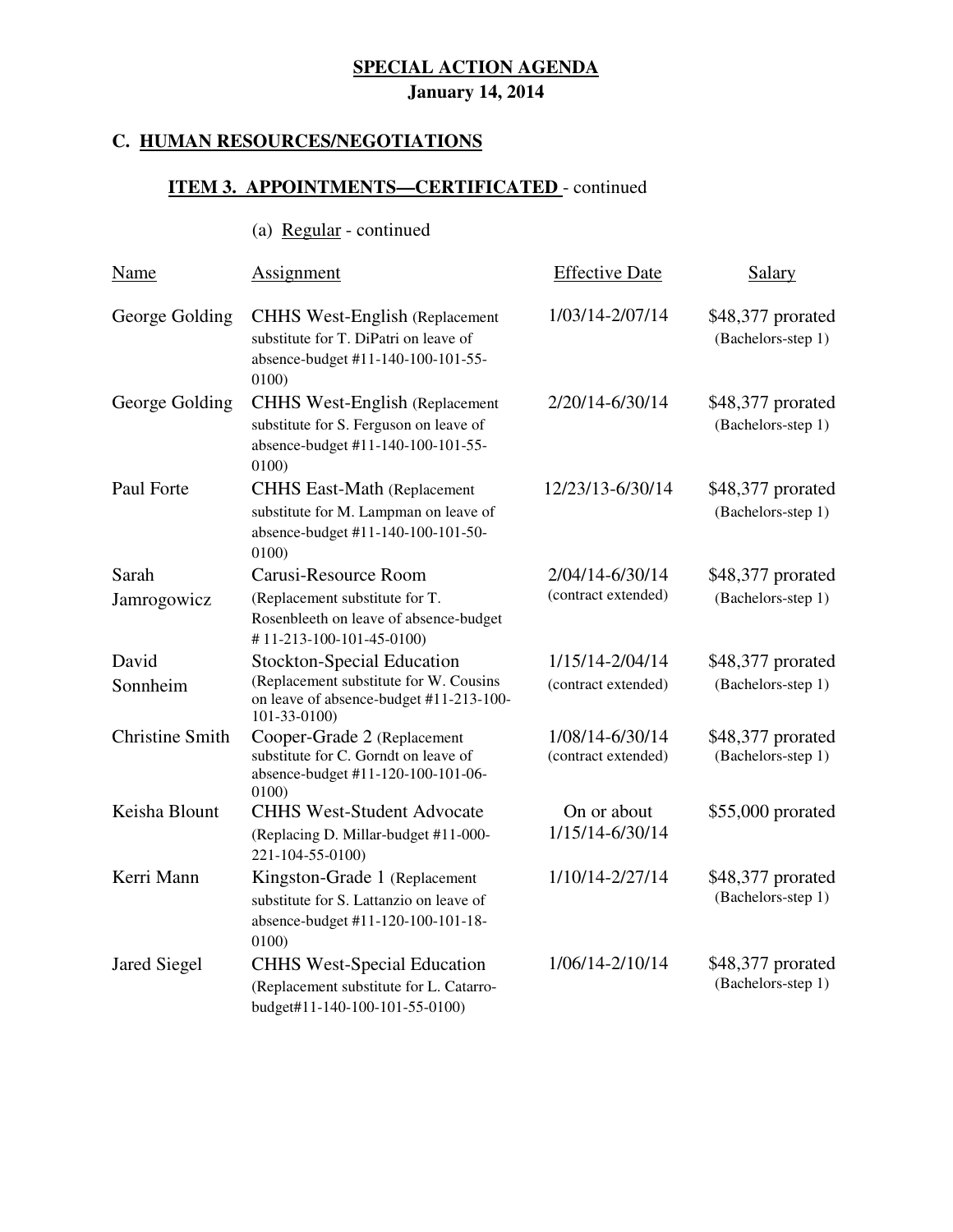**SPECIAL ACTION AGENDA**
**January 14, 2014**

## C. HUMAN RESOURCES/NEGOTIATIONS

### ITEM 3. APPOINTMENTS—CERTIFICATED - continued

(a) Regular - continued

| Name | Assignment | Effective Date | Salary |
|---|---|---|---|
| George Golding | CHHS West-English (Replacement substitute for T. DiPatri on leave of absence-budget #11-140-100-101-55-0100) | 1/03/14-2/07/14 | $48,377 prorated (Bachelors-step 1) |
| George Golding | CHHS West-English (Replacement substitute for S. Ferguson on leave of absence-budget #11-140-100-101-55-0100) | 2/20/14-6/30/14 | $48,377 prorated (Bachelors-step 1) |
| Paul Forte | CHHS East-Math (Replacement substitute for M. Lampman on leave of absence-budget #11-140-100-101-50-0100) | 12/23/13-6/30/14 | $48,377 prorated (Bachelors-step 1) |
| Sarah Jamrogowicz | Carusi-Resource Room (Replacement substitute for T. Rosenbleeth on leave of absence-budget # 11-213-100-101-45-0100) | 2/04/14-6/30/14 (contract extended) | $48,377 prorated (Bachelors-step 1) |
| David Sonnheim | Stockton-Special Education (Replacement substitute for W. Cousins on leave of absence-budget #11-213-100-101-33-0100) | 1/15/14-2/04/14 (contract extended) | $48,377 prorated (Bachelors-step 1) |
| Christine Smith | Cooper-Grade 2 (Replacement substitute for C. Gorndt on leave of absence-budget #11-120-100-101-06-0100) | 1/08/14-6/30/14 (contract extended) | $48,377 prorated (Bachelors-step 1) |
| Keisha Blount | CHHS West-Student Advocate (Replacing D. Millar-budget #11-000-221-104-55-0100) | On or about 1/15/14-6/30/14 | $55,000 prorated |
| Kerri Mann | Kingston-Grade 1 (Replacement substitute for S. Lattanzio on leave of absence-budget #11-120-100-101-18-0100) | 1/10/14-2/27/14 | $48,377 prorated (Bachelors-step 1) |
| Jared Siegel | CHHS West-Special Education (Replacement substitute for L. Catarro-budget#11-140-100-101-55-0100) | 1/06/14-2/10/14 | $48,377 prorated (Bachelors-step 1) |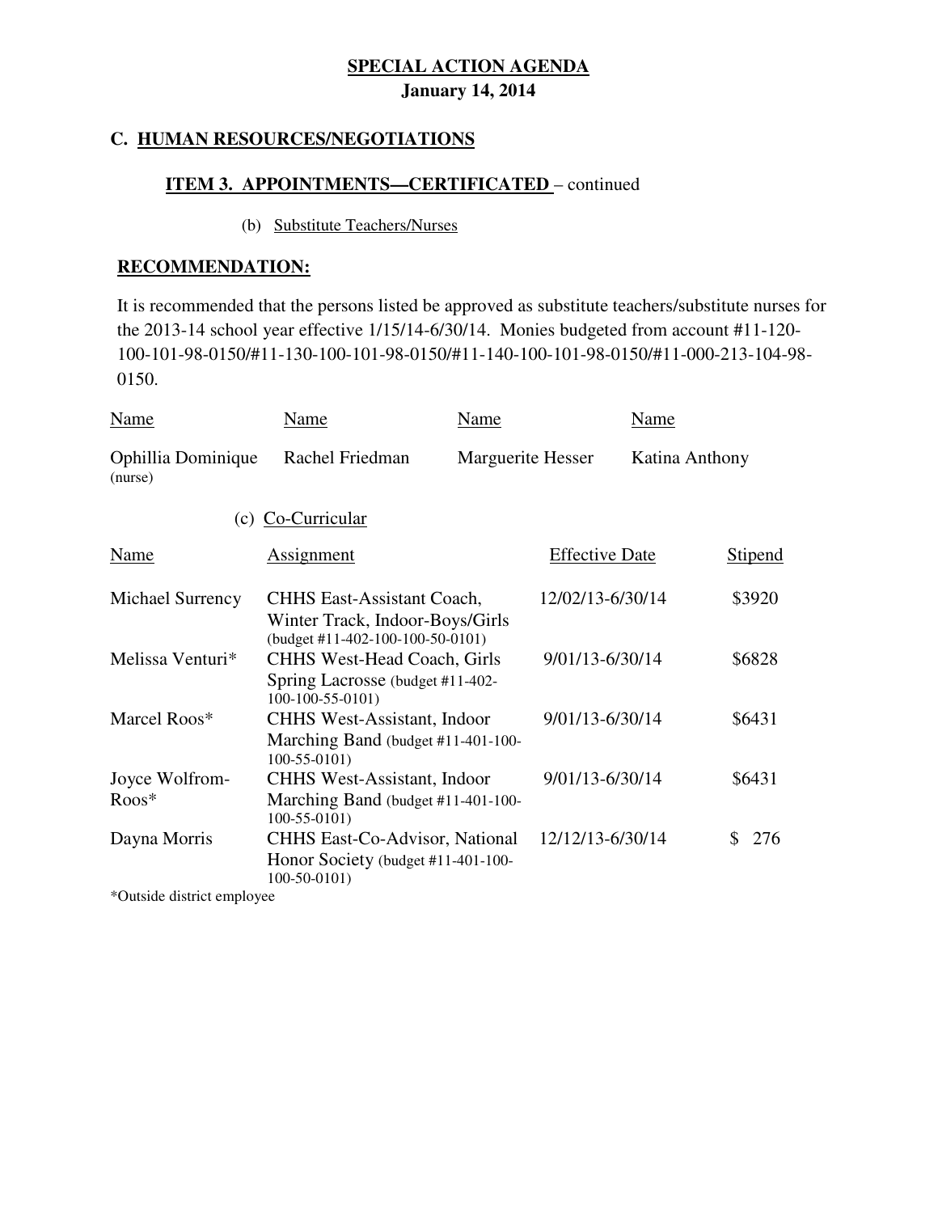## SPECIAL ACTION AGENDA
**January 14, 2014**

### C. HUMAN RESOURCES/NEGOTIATIONS

**ITEM 3. APPOINTMENTS—CERTIFICATED** – continued

(b) Substitute Teachers/Nurses

**RECOMMENDATION:**

It is recommended that the persons listed be approved as substitute teachers/substitute nurses for the 2013-14 school year effective 1/15/14-6/30/14. Monies budgeted from account #11-120-100-101-98-0150/#11-130-100-101-98-0150/#11-140-100-101-98-0150/#11-000-213-104-98-0150.

| Name | Name | Name | Name |
|---|---|---|---|
| Ophillia Dominique (nurse) | Rachel Friedman | Marguerite Hesser | Katina Anthony |

(c) Co-Curricular

| Name | Assignment | Effective Date | Stipend |
|---|---|---|---|
| Michael Surrency | CHHS East-Assistant Coach, Winter Track, Indoor-Boys/Girls (budget #11-402-100-100-50-0101) | 12/02/13-6/30/14 | $3920 |
| Melissa Venturi* | CHHS West-Head Coach, Girls Spring Lacrosse (budget #11-402-100-100-55-0101) | 9/01/13-6/30/14 | $6828 |
| Marcel Roos* | CHHS West-Assistant, Indoor Marching Band (budget #11-401-100-100-55-0101) | 9/01/13-6/30/14 | $6431 |
| Joyce Wolfrom-Roos* | CHHS West-Assistant, Indoor Marching Band (budget #11-401-100-100-55-0101) | 9/01/13-6/30/14 | $6431 |
| Dayna Morris | CHHS East-Co-Advisor, National Honor Society (budget #11-401-100-100-50-0101) | 12/12/13-6/30/14 | $ 276 |

*Outside district employee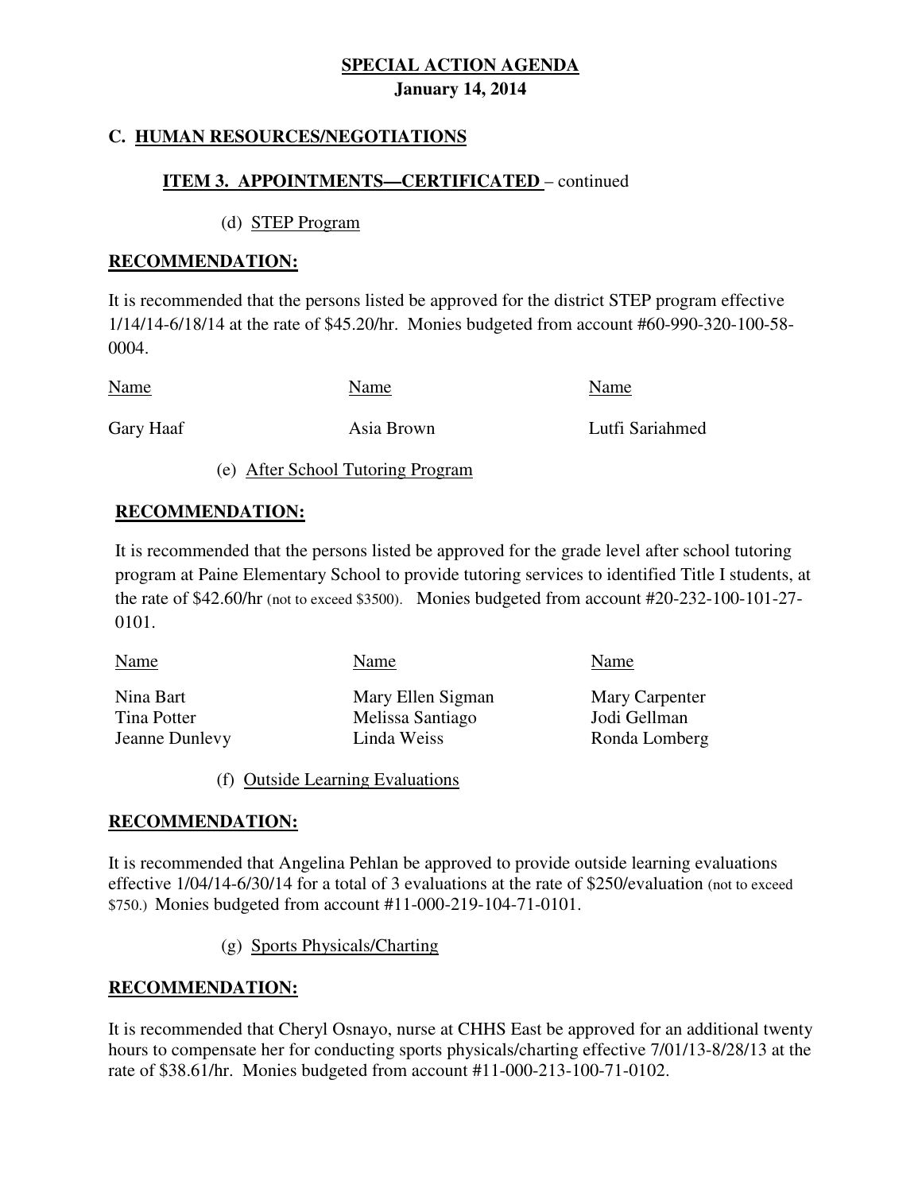**SPECIAL ACTION AGENDA**
**January 14, 2014**

## C. HUMAN RESOURCES/NEGOTIATIONS

### ITEM 3. APPOINTMENTS—CERTIFICATED – continued

(d) STEP Program

**RECOMMENDATION:**

It is recommended that the persons listed be approved for the district STEP program effective 1/14/14-6/18/14 at the rate of $45.20/hr. Monies budgeted from account #60-990-320-100-58-0004.

| Name | Name | Name |
|---|---|---|
| Gary Haaf | Asia Brown | Lutfi Sariahmed |

(e) After School Tutoring Program

**RECOMMENDATION:**

It is recommended that the persons listed be approved for the grade level after school tutoring program at Paine Elementary School to provide tutoring services to identified Title I students, at the rate of $42.60/hr (not to exceed $3500). Monies budgeted from account #20-232-100-101-27-0101.

| Name | Name | Name |
|---|---|---|
| Nina Bart | Mary Ellen Sigman | Mary Carpenter |
| Tina Potter | Melissa Santiago | Jodi Gellman |
| Jeanne Dunlevy | Linda Weiss | Ronda Lomberg |

(f) Outside Learning Evaluations

**RECOMMENDATION:**

It is recommended that Angelina Pehlan be approved to provide outside learning evaluations effective 1/04/14-6/30/14 for a total of 3 evaluations at the rate of $250/evaluation (not to exceed $750.) Monies budgeted from account #11-000-219-104-71-0101.

(g) Sports Physicals/Charting

**RECOMMENDATION:**

It is recommended that Cheryl Osnayo, nurse at CHHS East be approved for an additional twenty hours to compensate her for conducting sports physicals/charting effective 7/01/13-8/28/13 at the rate of $38.61/hr. Monies budgeted from account #11-000-213-100-71-0102.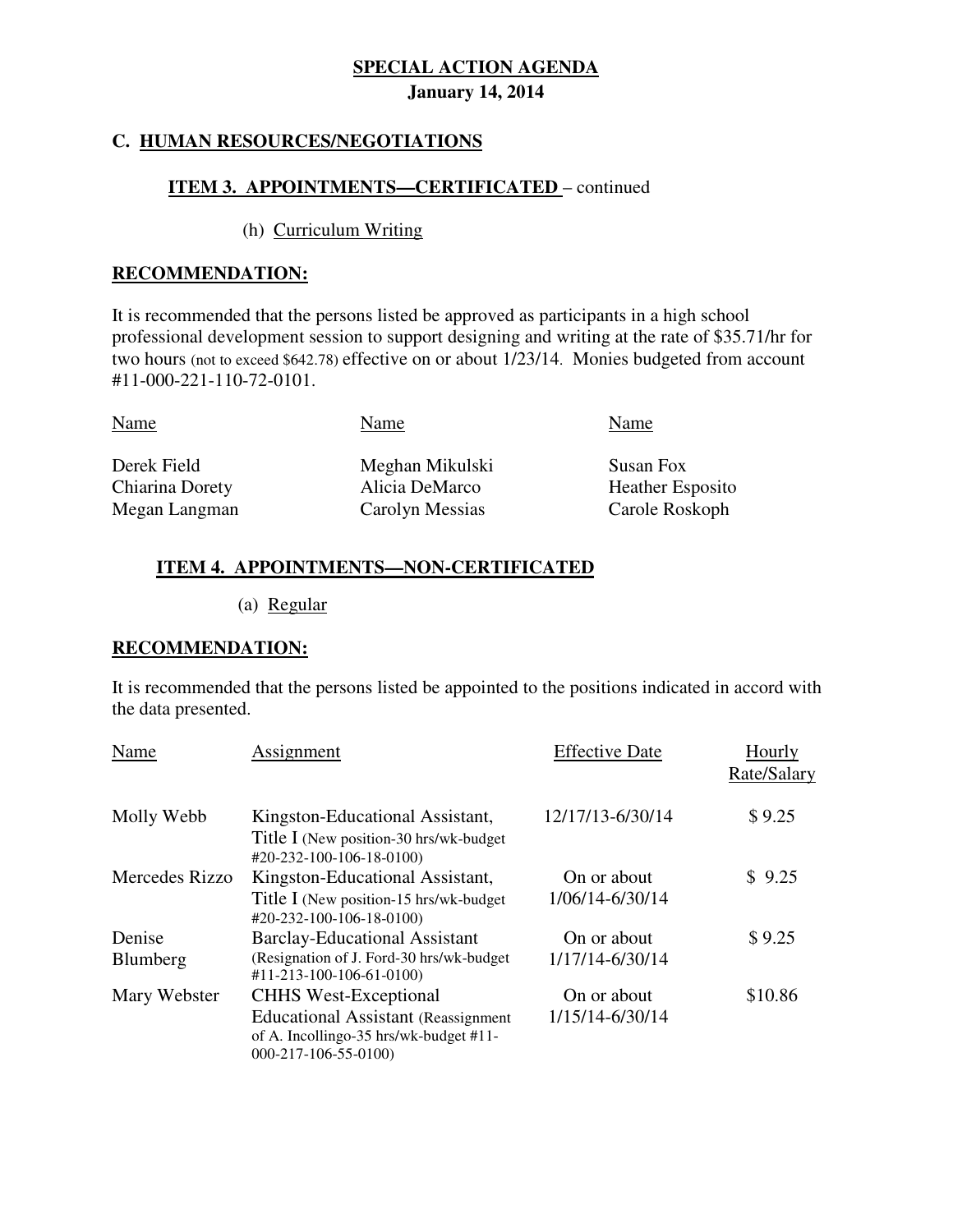**SPECIAL ACTION AGENDA**
**January 14, 2014**

## C. HUMAN RESOURCES/NEGOTIATIONS

### ITEM 3. APPOINTMENTS—CERTIFICATED – continued

(h) Curriculum Writing

**RECOMMENDATION:**

It is recommended that the persons listed be approved as participants in a high school professional development session to support designing and writing at the rate of $35.71/hr for two hours (not to exceed $642.78) effective on or about 1/23/14. Monies budgeted from account #11-000-221-110-72-0101.

| Name | Name | Name |
|---|---|---|
| Derek Field | Meghan Mikulski | Susan Fox |
| Chiarina Dorety | Alicia DeMarco | Heather Esposito |
| Megan Langman | Carolyn Messias | Carole Roskoph |

### ITEM 4. APPOINTMENTS—NON-CERTIFICATED

(a) Regular

**RECOMMENDATION:**

It is recommended that the persons listed be appointed to the positions indicated in accord with the data presented.

| Name | Assignment | Effective Date | Hourly Rate/Salary |
|---|---|---|---|
| Molly Webb | Kingston-Educational Assistant, Title I (New position-30 hrs/wk-budget #20-232-100-106-18-0100) | 12/17/13-6/30/14 | $ 9.25 |
| Mercedes Rizzo | Kingston-Educational Assistant, Title I (New position-15 hrs/wk-budget #20-232-100-106-18-0100) | On or about 1/06/14-6/30/14 | $ 9.25 |
| Denise Blumberg | Barclay-Educational Assistant (Resignation of J. Ford-30 hrs/wk-budget #11-213-100-106-61-0100) | On or about 1/17/14-6/30/14 | $ 9.25 |
| Mary Webster | CHHS West-Exceptional Educational Assistant (Reassignment of A. Incollingo-35 hrs/wk-budget #11-000-217-106-55-0100) | On or about 1/15/14-6/30/14 | $10.86 |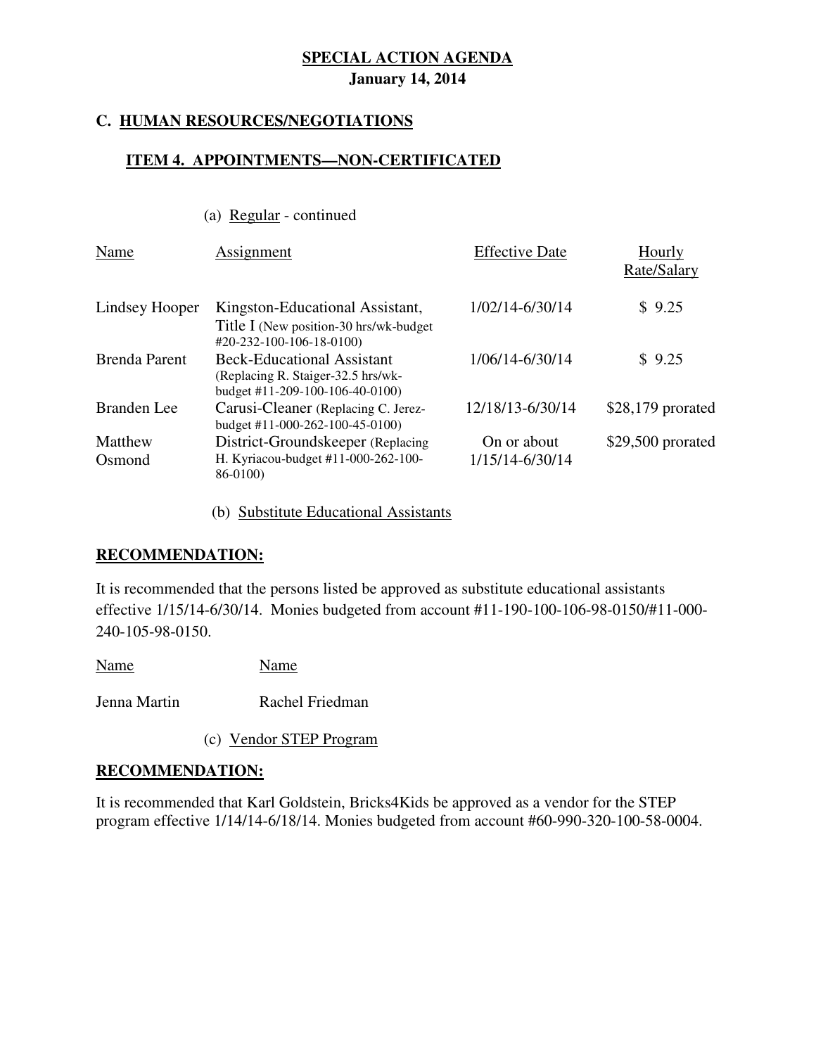**SPECIAL ACTION AGENDA**

**January 14, 2014**

## C. HUMAN RESOURCES/NEGOTIATIONS

### ITEM 4. APPOINTMENTS—NON-CERTIFICATED

(a) Regular - continued

| Name | Assignment | Effective Date | Hourly Rate/Salary |
|---|---|---|---|
| Lindsey Hooper | Kingston-Educational Assistant, Title I (New position-30 hrs/wk-budget #20-232-100-106-18-0100) | 1/02/14-6/30/14 | $ 9.25 |
| Brenda Parent | Beck-Educational Assistant (Replacing R. Staiger-32.5 hrs/wk-budget #11-209-100-106-40-0100) | 1/06/14-6/30/14 | $ 9.25 |
| Branden Lee | Carusi-Cleaner (Replacing C. Jerez-budget #11-000-262-100-45-0100) | 12/18/13-6/30/14 | $28,179 prorated |
| Matthew Osmond | District-Groundskeeper (Replacing H. Kyriacou-budget #11-000-262-100-86-0100) | On or about 1/15/14-6/30/14 | $29,500 prorated |

(b) Substitute Educational Assistants

**RECOMMENDATION:**

It is recommended that the persons listed be approved as substitute educational assistants effective 1/15/14-6/30/14. Monies budgeted from account #11-190-100-106-98-0150/#11-000-240-105-98-0150.

| Name | Name |
|---|---|
| Jenna Martin | Rachel Friedman |

(c) Vendor STEP Program

**RECOMMENDATION:**

It is recommended that Karl Goldstein, Bricks4Kids be approved as a vendor for the STEP program effective 1/14/14-6/18/14. Monies budgeted from account #60-990-320-100-58-0004.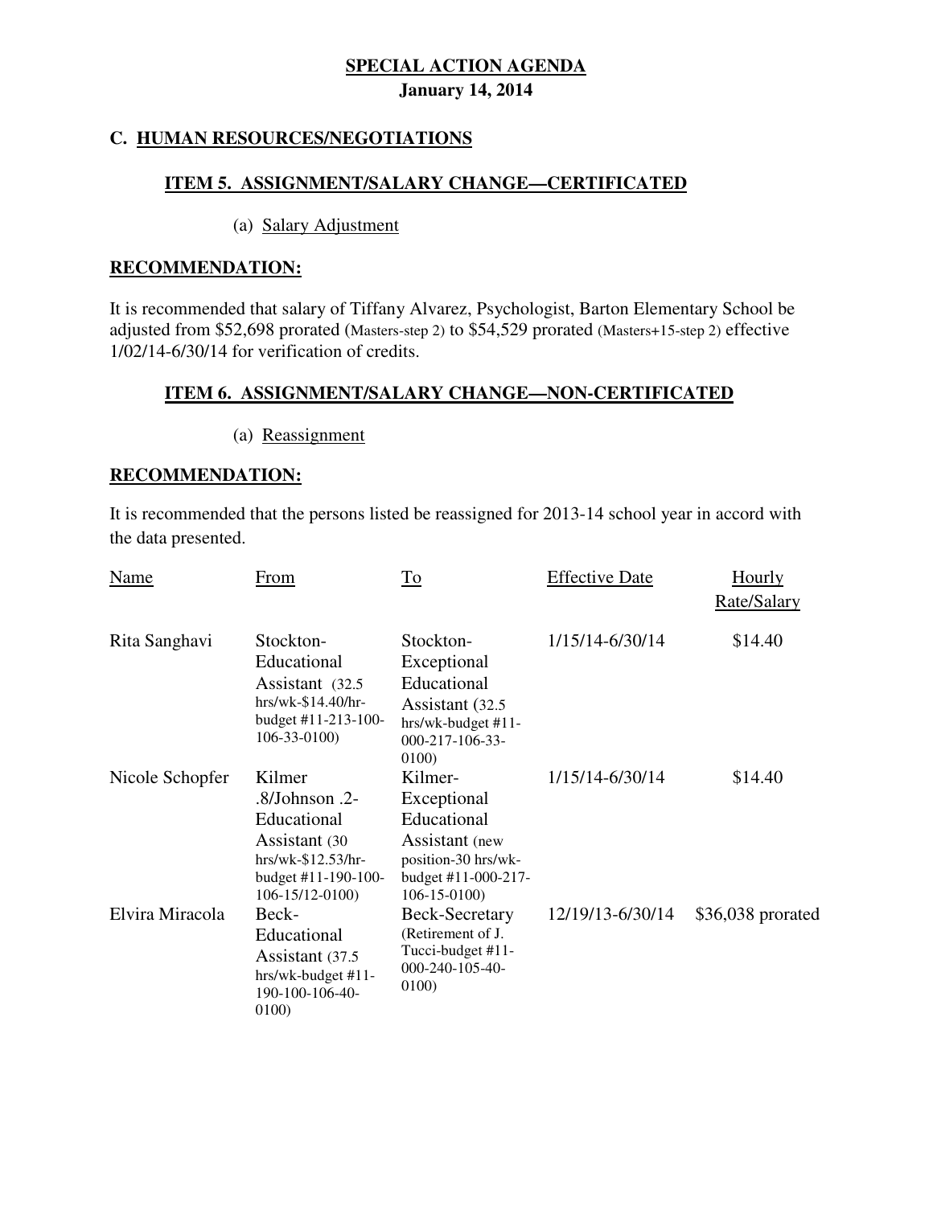**SPECIAL ACTION AGENDA**
**January 14, 2014**

## C. HUMAN RESOURCES/NEGOTIATIONS

### ITEM 5. ASSIGNMENT/SALARY CHANGE—CERTIFICATED

(a) Salary Adjustment

**RECOMMENDATION:**

It is recommended that salary of Tiffany Alvarez, Psychologist, Barton Elementary School be adjusted from $52,698 prorated (Masters-step 2) to $54,529 prorated (Masters+15-step 2) effective 1/02/14-6/30/14 for verification of credits.

### ITEM 6. ASSIGNMENT/SALARY CHANGE—NON-CERTIFICATED

(a) Reassignment

**RECOMMENDATION:**

It is recommended that the persons listed be reassigned for 2013-14 school year in accord with the data presented.

| Name | From | To | Effective Date | Hourly Rate/Salary |
|---|---|---|---|---|
| Rita Sanghavi | Stockton-Educational Assistant (32.5 hrs/wk-$14.40/hr-budget #11-213-100-106-33-0100) | Stockton-Exceptional Educational Assistant (32.5 hrs/wk-budget #11-000-217-106-33-0100) | 1/15/14-6/30/14 | $14.40 |
| Nicole Schopfer | Kilmer .8/Johnson .2-Educational Assistant (30 hrs/wk-$12.53/hr-budget #11-190-100-106-15/12-0100) | Kilmer-Exceptional Educational Assistant (new position-30 hrs/wk-budget #11-000-217-106-15-0100) | 1/15/14-6/30/14 | $14.40 |
| Elvira Miracola | Beck-Educational Assistant (37.5 hrs/wk-budget #11-190-100-106-40-0100) | Beck-Secretary (Retirement of J. Tucci-budget #11-000-240-105-40-0100) | 12/19/13-6/30/14 | $36,038 prorated |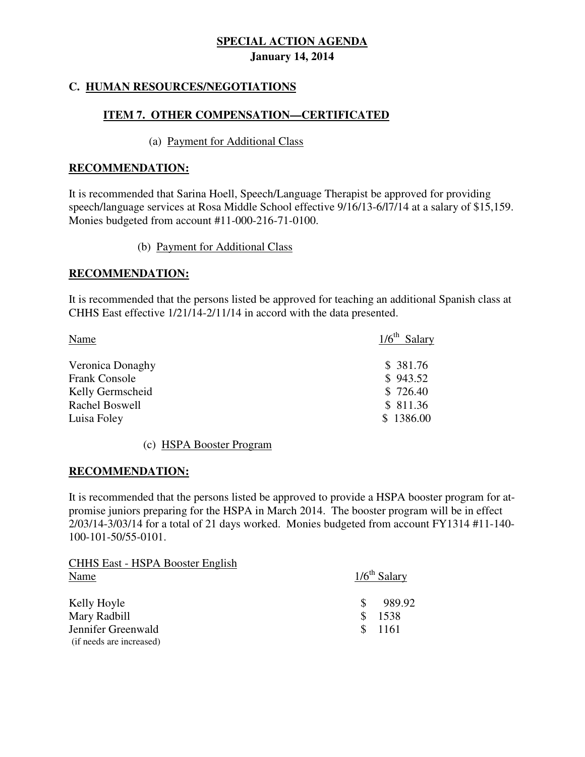**SPECIAL ACTION AGENDA**
**January 14, 2014**

## C. HUMAN RESOURCES/NEGOTIATIONS

### ITEM 7. OTHER COMPENSATION—CERTIFICATED

(a) Payment for Additional Class

**RECOMMENDATION:**

It is recommended that Sarina Hoell, Speech/Language Therapist be approved for providing speech/language services at Rosa Middle School effective 9/16/13-6/l7/14 at a salary of $15,159. Monies budgeted from account #11-000-216-71-0100.

(b) Payment for Additional Class

**RECOMMENDATION:**

It is recommended that the persons listed be approved for teaching an additional Spanish class at CHHS East effective 1/21/14-2/11/14 in accord with the data presented.

| Name | 1/6th Salary |
|---|---|
| Veronica Donaghy | $ 381.76 |
| Frank Console | $ 943.52 |
| Kelly Germscheid | $ 726.40 |
| Rachel Boswell | $ 811.36 |
| Luisa Foley | $ 1386.00 |

(c) HSPA Booster Program

**RECOMMENDATION:**

It is recommended that the persons listed be approved to provide a HSPA booster program for at-promise juniors preparing for the HSPA in March 2014. The booster program will be in effect 2/03/14-3/03/14 for a total of 21 days worked. Monies budgeted from account FY1314 #11-140-100-101-50/55-0101.

CHHS East - HSPA Booster English

| Name | 1/6th Salary |
|---|---|
| Kelly Hoyle | $ 989.92 |
| Mary Radbill | $ 1538 |
| Jennifer Greenwald (if needs are increased) | $ 1161 |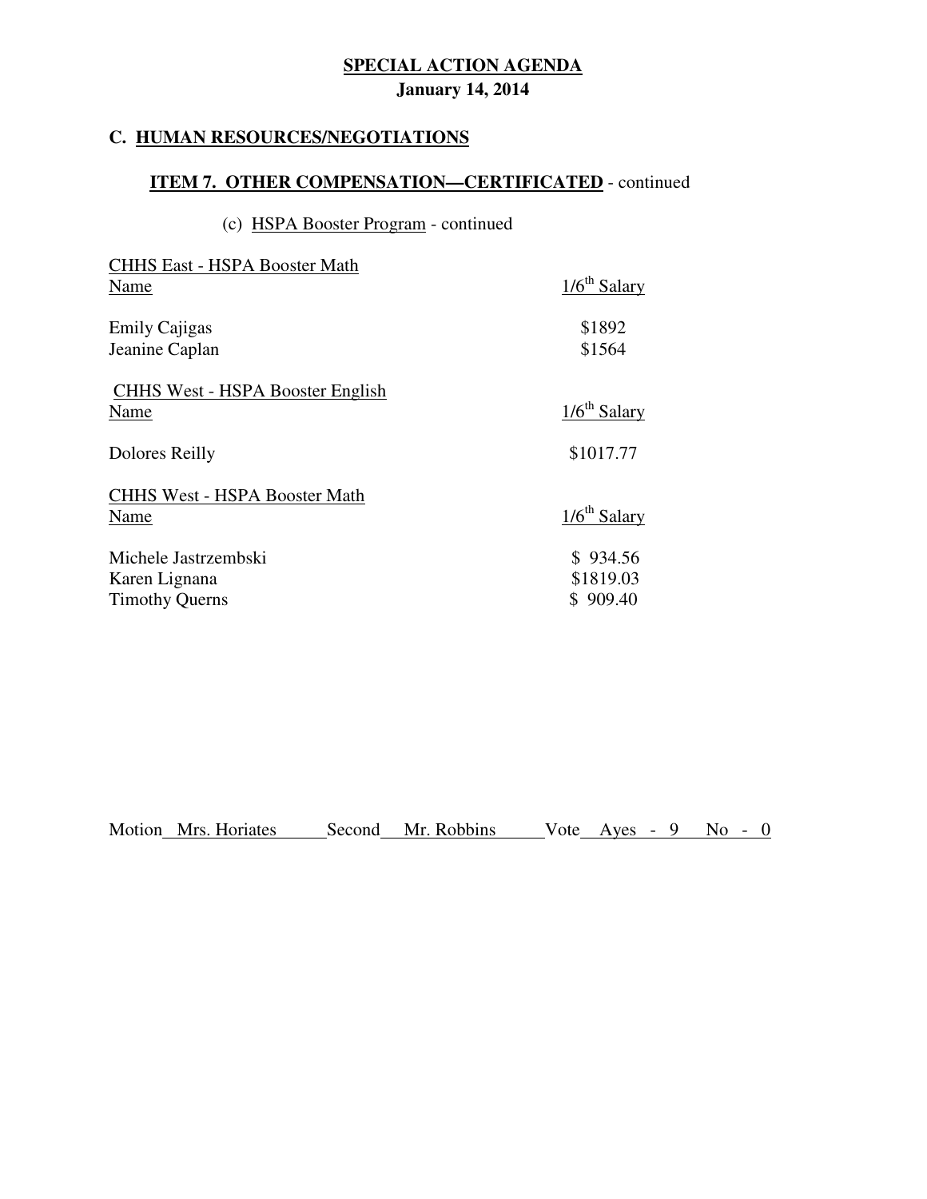**SPECIAL ACTION AGENDA**

**January 14, 2014**

## C. HUMAN RESOURCES/NEGOTIATIONS

### ITEM 7. OTHER COMPENSATION—CERTIFICATED - continued

(c) HSPA Booster Program - continued

CHHS East - HSPA Booster Math

| Name | 1/6th Salary |
|---|---|
| Emily Cajigas | $1892 |
| Jeanine Caplan | $1564 |

CHHS West - HSPA Booster English

| Name | 1/6th Salary |
|---|---|
| Dolores Reilly | $1017.77 |

CHHS West - HSPA Booster Math

| Name | 1/6th Salary |
|---|---|
| Michele Jastrzembski | $ 934.56 |
| Karen Lignana | $1819.03 |
| Timothy Querns | $ 909.40 |

Motion Mrs. Horiates Second Mr. Robbins Vote Ayes - 9 No - 0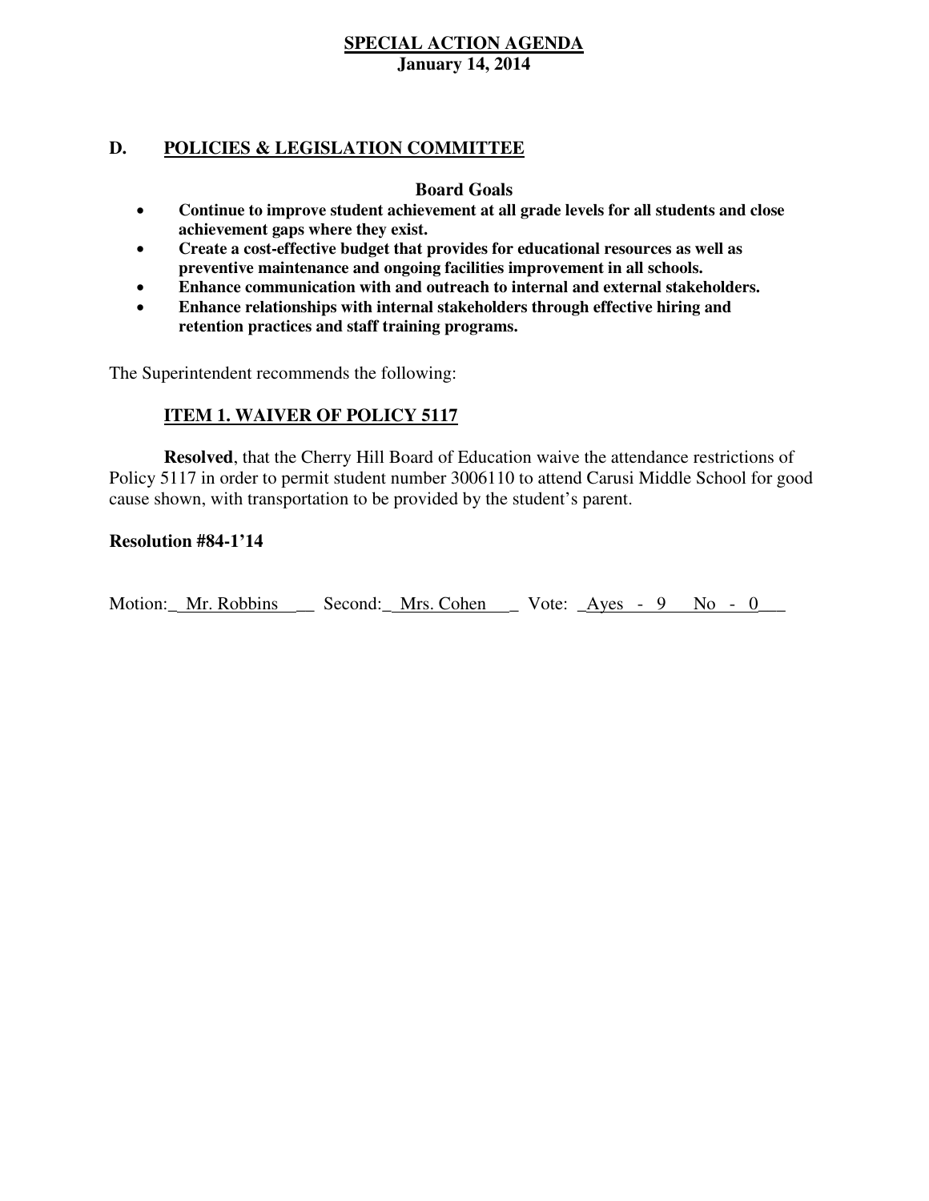# SPECIAL ACTION AGENDA

**January 14, 2014**

## D. POLICIES & LEGISLATION COMMITTEE

**Board Goals**

- **Continue to improve student achievement at all grade levels for all students and close achievement gaps where they exist.**
- **Create a cost-effective budget that provides for educational resources as well as preventive maintenance and ongoing facilities improvement in all schools.**
- **Enhance communication with and outreach to internal and external stakeholders.**
- **Enhance relationships with internal stakeholders through effective hiring and retention practices and staff training programs.**

The Superintendent recommends the following:

### ITEM 1. WAIVER OF POLICY 5117

**Resolved**, that the Cherry Hill Board of Education waive the attendance restrictions of Policy 5117 in order to permit student number 3006110 to attend Carusi Middle School for good cause shown, with transportation to be provided by the student's parent.

**Resolution #84-1'14**

Motion: Mr. Robbins Second: Mrs. Cohen Vote: Ayes - 9 No - 0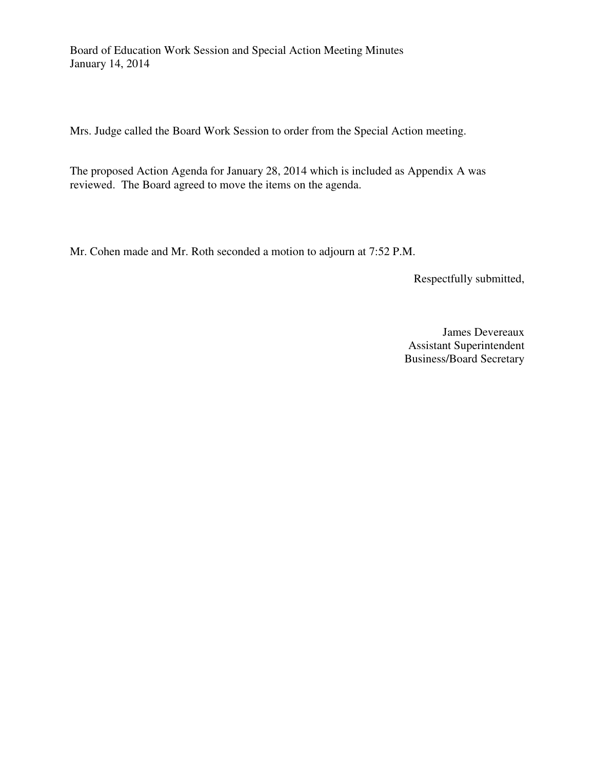Board of Education Work Session and Special Action Meeting Minutes
January 14, 2014

Mrs. Judge called the Board Work Session to order from the Special Action meeting.

The proposed Action Agenda for January 28, 2014 which is included as Appendix A was reviewed. The Board agreed to move the items on the agenda.

Mr. Cohen made and Mr. Roth seconded a motion to adjourn at 7:52 P.M.

Respectfully submitted,

James Devereaux
Assistant Superintendent
Business/Board Secretary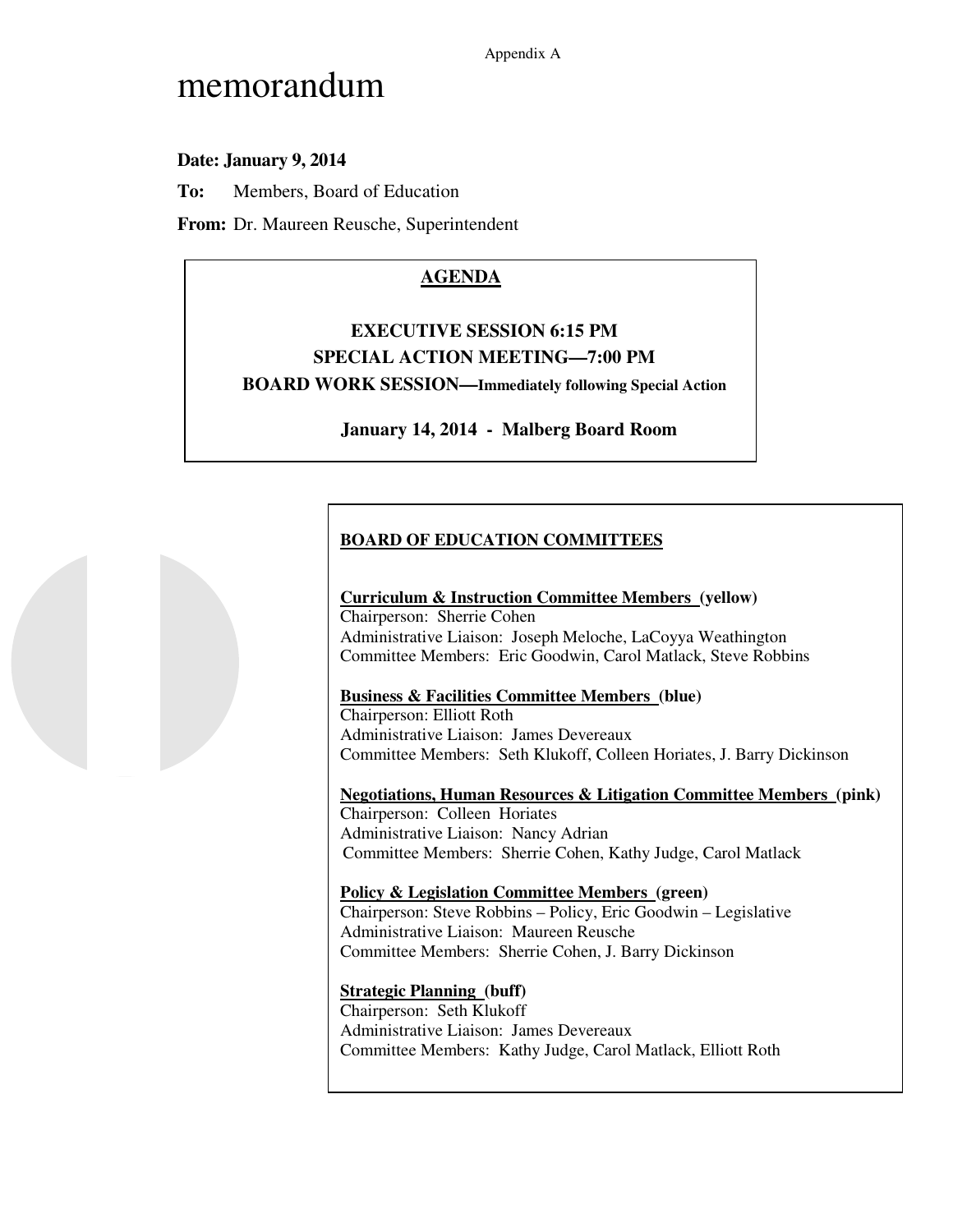Appendix A

# memorandum

**Date: January 9, 2014**

**To:** Members, Board of Education

**From:** Dr. Maureen Reusche, Superintendent

## AGENDA

**EXECUTIVE SESSION 6:15 PM**

**SPECIAL ACTION MEETING—7:00 PM**

**BOARD WORK SESSION—Immediately following Special Action**

**January 14, 2014 - Malberg Board Room**

### BOARD OF EDUCATION COMMITTEES

**Curriculum & Instruction Committee Members (yellow)**
Chairperson: Sherrie Cohen
Administrative Liaison: Joseph Meloche, LaCoyya Weathington
Committee Members: Eric Goodwin, Carol Matlack, Steve Robbins

**Business & Facilities Committee Members (blue)**
Chairperson: Elliott Roth
Administrative Liaison: James Devereaux
Committee Members: Seth Klukoff, Colleen Horiates, J. Barry Dickinson

**Negotiations, Human Resources & Litigation Committee Members (pink)**
Chairperson: Colleen Horiates
Administrative Liaison: Nancy Adrian
Committee Members: Sherrie Cohen, Kathy Judge, Carol Matlack

**Policy & Legislation Committee Members (green)**
Chairperson: Steve Robbins – Policy, Eric Goodwin – Legislative
Administrative Liaison: Maureen Reusche
Committee Members: Sherrie Cohen, J. Barry Dickinson

**Strategic Planning (buff)**
Chairperson: Seth Klukoff
Administrative Liaison: James Devereaux
Committee Members: Kathy Judge, Carol Matlack, Elliott Roth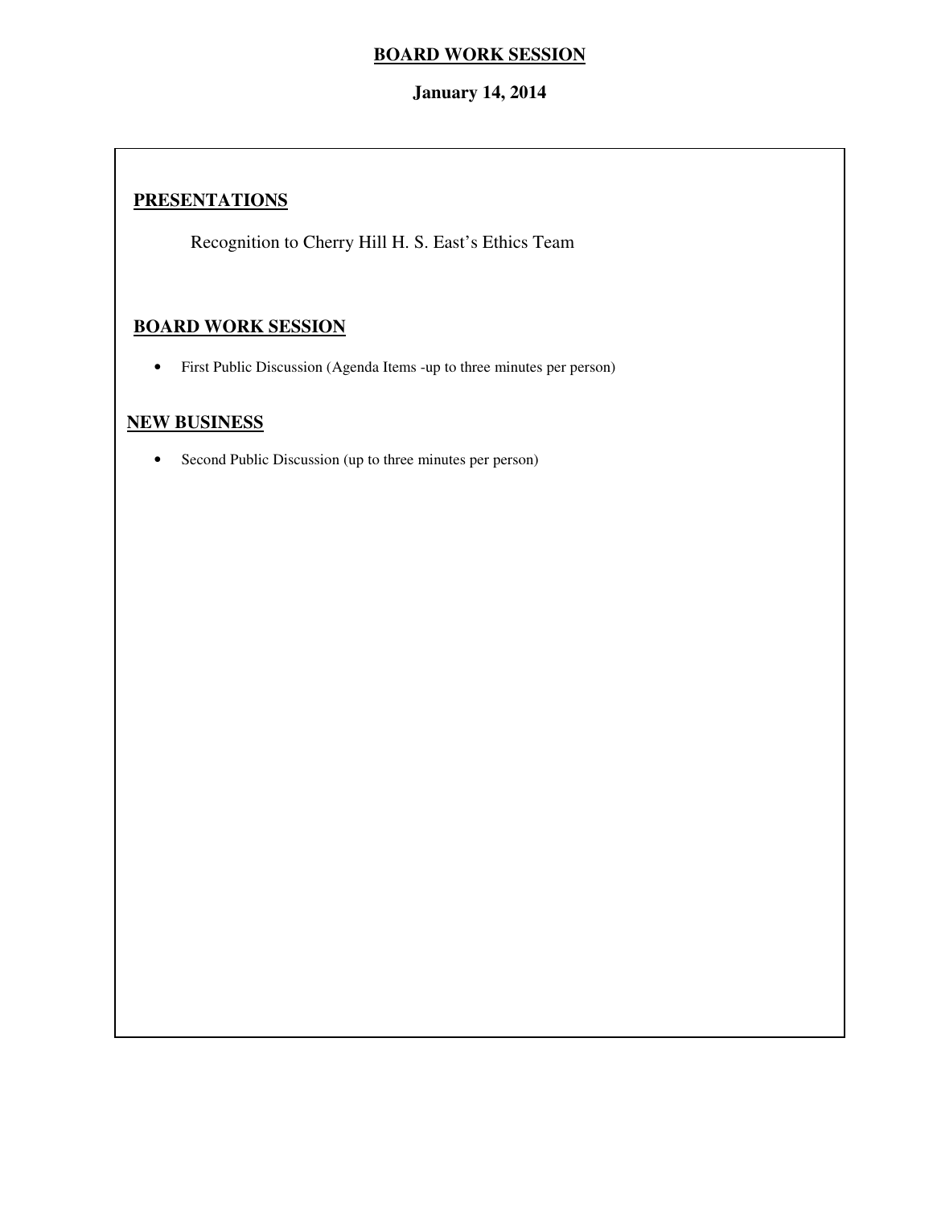# BOARD WORK SESSION

**January 14, 2014**

## PRESENTATIONS

Recognition to Cherry Hill H. S. East's Ethics Team

## BOARD WORK SESSION

- First Public Discussion (Agenda Items -up to three minutes per person)

## NEW BUSINESS

- Second Public Discussion (up to three minutes per person)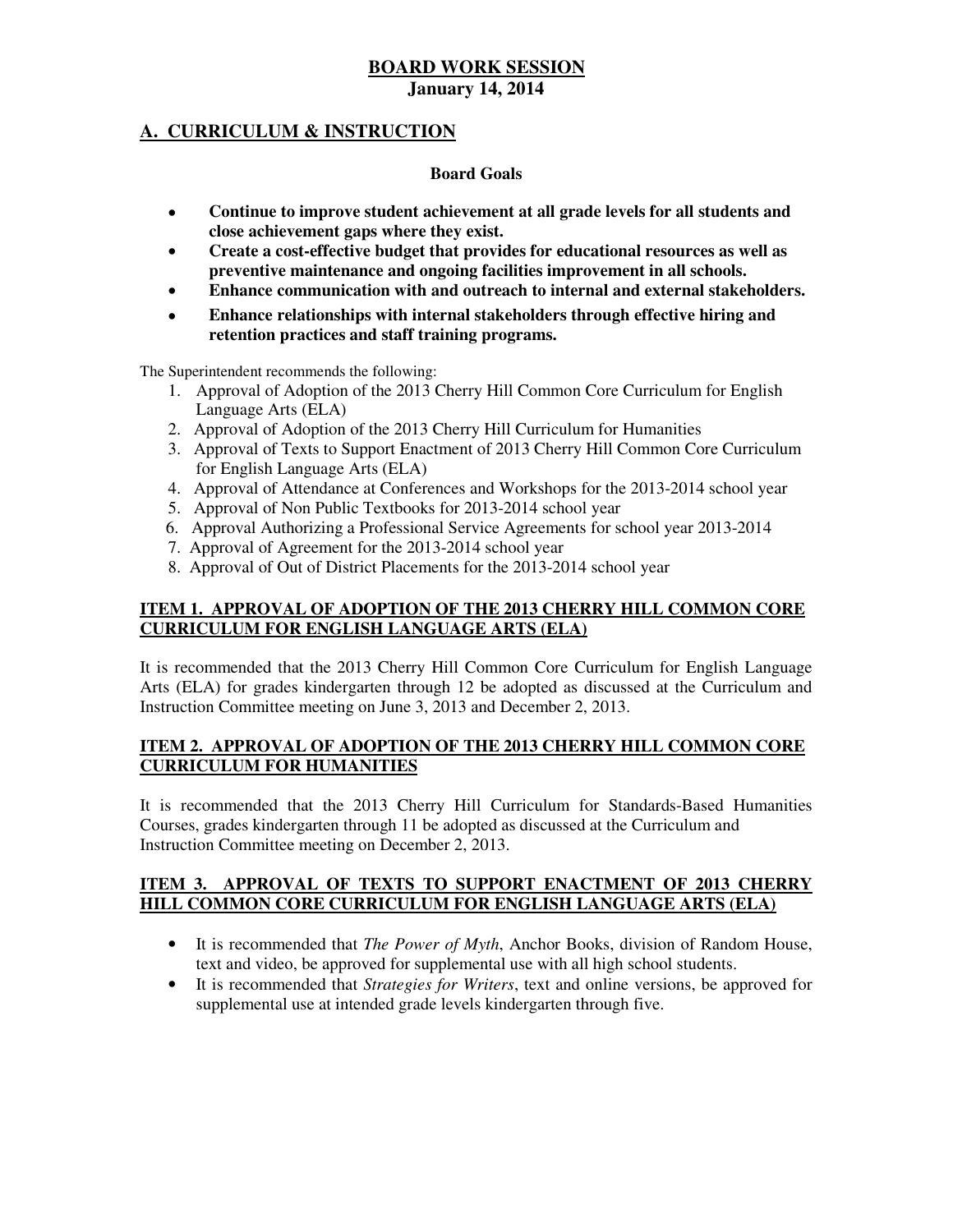# BOARD WORK SESSION

**January 14, 2014**

## A. CURRICULUM & INSTRUCTION

**Board Goals**

- **Continue to improve student achievement at all grade levels for all students and close achievement gaps where they exist.**
- **Create a cost-effective budget that provides for educational resources as well as preventive maintenance and ongoing facilities improvement in all schools.**
- **Enhance communication with and outreach to internal and external stakeholders.**
- **Enhance relationships with internal stakeholders through effective hiring and retention practices and staff training programs.**

The Superintendent recommends the following:

1. Approval of Adoption of the 2013 Cherry Hill Common Core Curriculum for English Language Arts (ELA)
2. Approval of Adoption of the 2013 Cherry Hill Curriculum for Humanities
3. Approval of Texts to Support Enactment of 2013 Cherry Hill Common Core Curriculum for English Language Arts (ELA)
4. Approval of Attendance at Conferences and Workshops for the 2013-2014 school year
5. Approval of Non Public Textbooks for 2013-2014 school year
6. Approval Authorizing a Professional Service Agreements for school year 2013-2014
7. Approval of Agreement for the 2013-2014 school year
8. Approval of Out of District Placements for the 2013-2014 school year

### ITEM 1. APPROVAL OF ADOPTION OF THE 2013 CHERRY HILL COMMON CORE CURRICULUM FOR ENGLISH LANGUAGE ARTS (ELA)

It is recommended that the 2013 Cherry Hill Common Core Curriculum for English Language Arts (ELA) for grades kindergarten through 12 be adopted as discussed at the Curriculum and Instruction Committee meeting on June 3, 2013 and December 2, 2013.

### ITEM 2. APPROVAL OF ADOPTION OF THE 2013 CHERRY HILL COMMON CORE CURRICULUM FOR HUMANITIES

It is recommended that the 2013 Cherry Hill Curriculum for Standards-Based Humanities Courses, grades kindergarten through 11 be adopted as discussed at the Curriculum and Instruction Committee meeting on December 2, 2013.

### ITEM 3. APPROVAL OF TEXTS TO SUPPORT ENACTMENT OF 2013 CHERRY HILL COMMON CORE CURRICULUM FOR ENGLISH LANGUAGE ARTS (ELA)

- It is recommended that *The Power of Myth*, Anchor Books, division of Random House, text and video, be approved for supplemental use with all high school students.
- It is recommended that *Strategies for Writers*, text and online versions, be approved for supplemental use at intended grade levels kindergarten through five.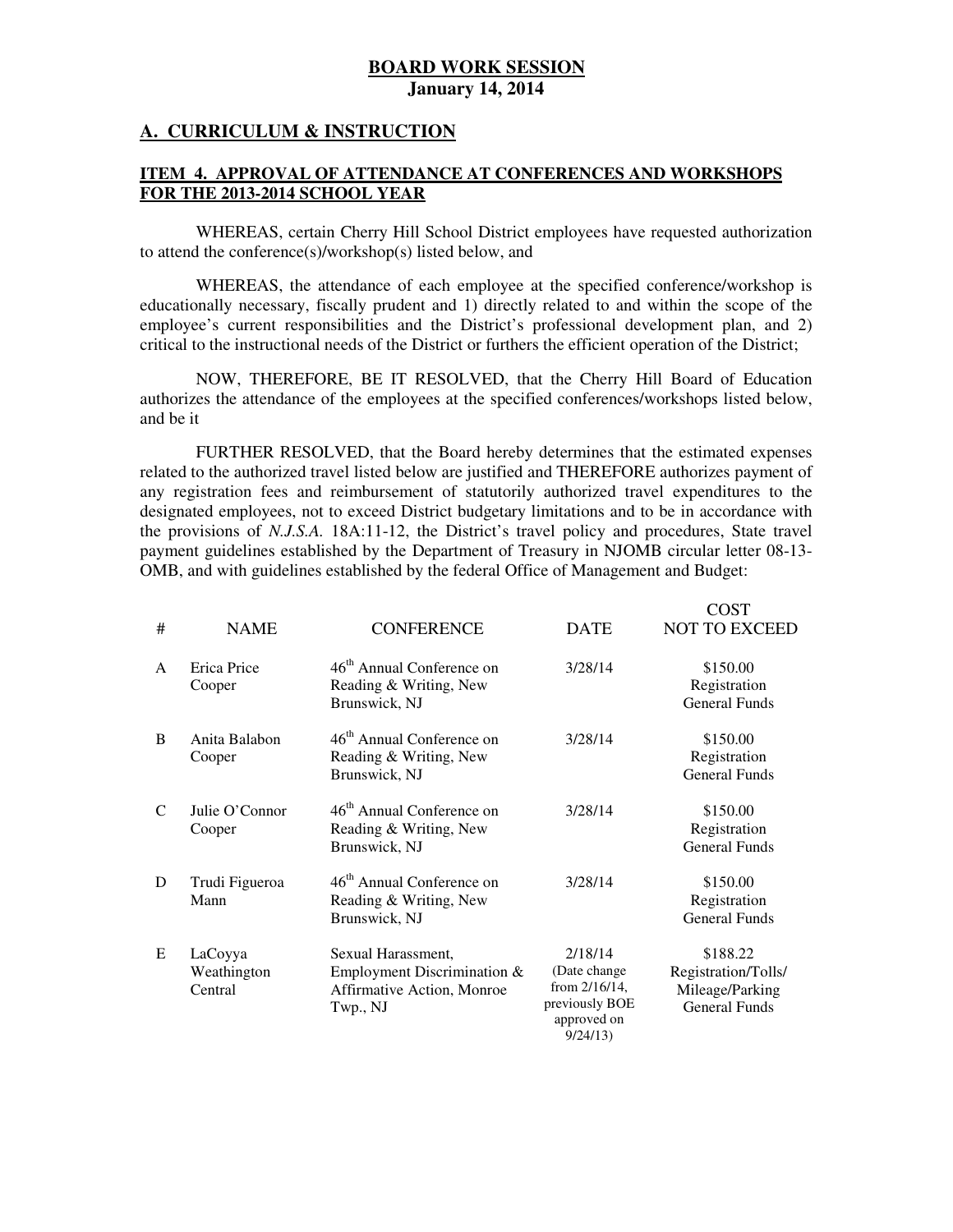## BOARD WORK SESSION
**January 14, 2014**

## A. CURRICULUM & INSTRUCTION

### ITEM 4. APPROVAL OF ATTENDANCE AT CONFERENCES AND WORKSHOPS FOR THE 2013-2014 SCHOOL YEAR

WHEREAS, certain Cherry Hill School District employees have requested authorization to attend the conference(s)/workshop(s) listed below, and

WHEREAS, the attendance of each employee at the specified conference/workshop is educationally necessary, fiscally prudent and 1) directly related to and within the scope of the employee's current responsibilities and the District's professional development plan, and 2) critical to the instructional needs of the District or furthers the efficient operation of the District;

NOW, THEREFORE, BE IT RESOLVED, that the Cherry Hill Board of Education authorizes the attendance of the employees at the specified conferences/workshops listed below, and be it

FURTHER RESOLVED, that the Board hereby determines that the estimated expenses related to the authorized travel listed below are justified and THEREFORE authorizes payment of any registration fees and reimbursement of statutorily authorized travel expenditures to the designated employees, not to exceed District budgetary limitations and to be in accordance with the provisions of *N.J.S.A.* 18A:11-12, the District's travel policy and procedures, State travel payment guidelines established by the Department of Treasury in NJOMB circular letter 08-13-OMB, and with guidelines established by the federal Office of Management and Budget:

| # | NAME | CONFERENCE | DATE | COST NOT TO EXCEED |
|---|---|---|---|---|
| A | Erica Price Cooper | 46th Annual Conference on Reading & Writing, New Brunswick, NJ | 3/28/14 | $150.00 Registration General Funds |
| B | Anita Balabon Cooper | 46th Annual Conference on Reading & Writing, New Brunswick, NJ | 3/28/14 | $150.00 Registration General Funds |
| C | Julie O'Connor Cooper | 46th Annual Conference on Reading & Writing, New Brunswick, NJ | 3/28/14 | $150.00 Registration General Funds |
| D | Trudi Figueroa Mann | 46th Annual Conference on Reading & Writing, New Brunswick, NJ | 3/28/14 | $150.00 Registration General Funds |
| E | LaCoyya Weathington Central | Sexual Harassment, Employment Discrimination & Affirmative Action, Monroe Twp., NJ | 2/18/14 (Date change from 2/16/14, previously BOE approved on 9/24/13) | $188.22 Registration/Tolls/ Mileage/Parking General Funds |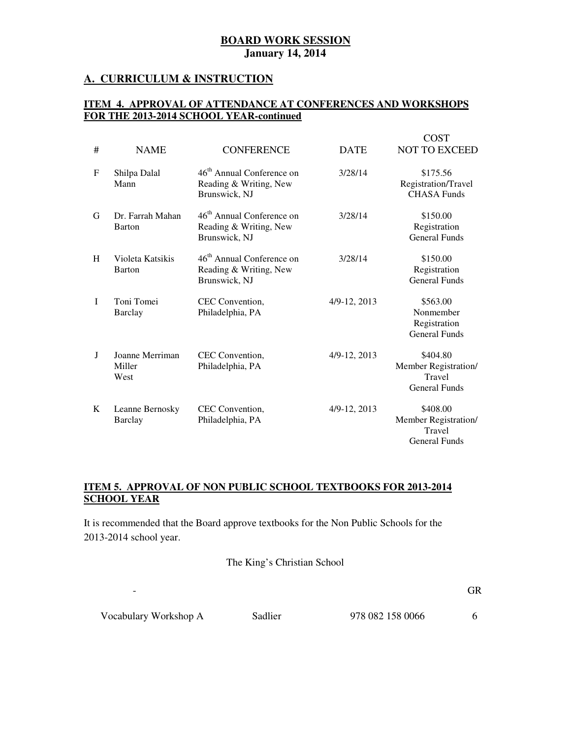# BOARD WORK SESSION
**January 14, 2014**

## A. CURRICULUM & INSTRUCTION

### ITEM 4. APPROVAL OF ATTENDANCE AT CONFERENCES AND WORKSHOPS FOR THE 2013-2014 SCHOOL YEAR-continued

| # | NAME | CONFERENCE | DATE | COST NOT TO EXCEED |
|---|---|---|---|---|
| F | Shilpa Dalal Mann | 46th Annual Conference on Reading & Writing, New Brunswick, NJ | 3/28/14 | $175.56 Registration/Travel CHASA Funds |
| G | Dr. Farrah Mahan Barton | 46th Annual Conference on Reading & Writing, New Brunswick, NJ | 3/28/14 | $150.00 Registration General Funds |
| H | Violeta Katsikis Barton | 46th Annual Conference on Reading & Writing, New Brunswick, NJ | 3/28/14 | $150.00 Registration General Funds |
| I | Toni Tomei Barclay | CEC Convention, Philadelphia, PA | 4/9-12, 2013 | $563.00 Nonmember Registration General Funds |
| J | Joanne Merriman Miller West | CEC Convention, Philadelphia, PA | 4/9-12, 2013 | $404.80 Member Registration/ Travel General Funds |
| K | Leanne Bernosky Barclay | CEC Convention, Philadelphia, PA | 4/9-12, 2013 | $408.00 Member Registration/ Travel General Funds |

### ITEM 5. APPROVAL OF NON PUBLIC SCHOOL TEXTBOOKS FOR 2013-2014 SCHOOL YEAR

It is recommended that the Board approve textbooks for the Non Public Schools for the 2013-2014 school year.

The King's Christian School

| - | | | GR |
|---|---|---|---|
| Vocabulary Workshop A | Sadlier | 978 082 158 0066 | 6 |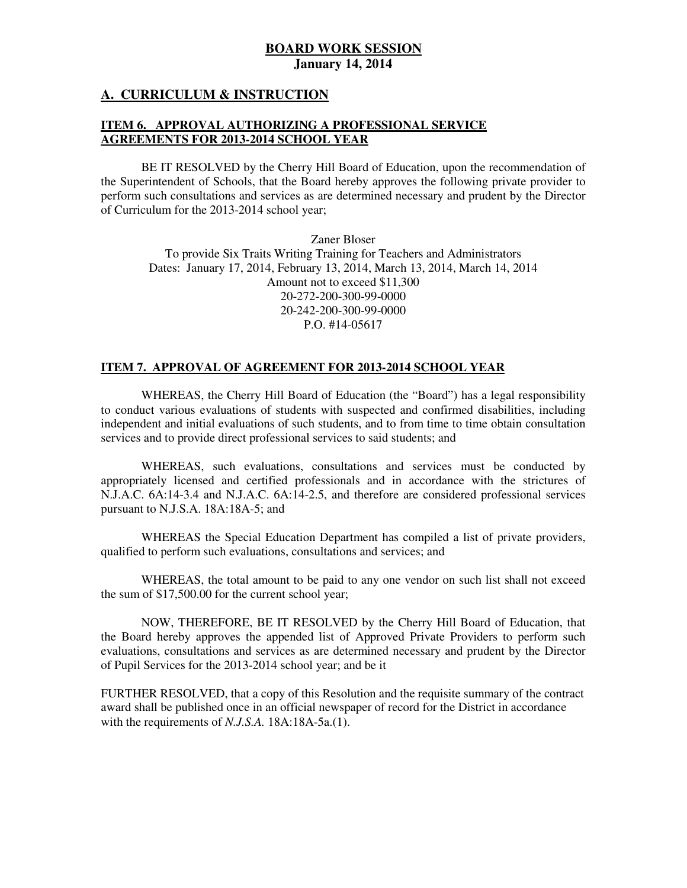**BOARD WORK SESSION**
**January 14, 2014**

## A. CURRICULUM & INSTRUCTION

### ITEM 6. APPROVAL AUTHORIZING A PROFESSIONAL SERVICE AGREEMENTS FOR 2013-2014 SCHOOL YEAR

BE IT RESOLVED by the Cherry Hill Board of Education, upon the recommendation of the Superintendent of Schools, that the Board hereby approves the following private provider to perform such consultations and services as are determined necessary and prudent by the Director of Curriculum for the 2013-2014 school year;

Zaner Bloser
To provide Six Traits Writing Training for Teachers and Administrators
Dates: January 17, 2014, February 13, 2014, March 13, 2014, March 14, 2014
Amount not to exceed $11,300
20-272-200-300-99-0000
20-242-200-300-99-0000
P.O. #14-05617

### ITEM 7. APPROVAL OF AGREEMENT FOR 2013-2014 SCHOOL YEAR

WHEREAS, the Cherry Hill Board of Education (the "Board") has a legal responsibility to conduct various evaluations of students with suspected and confirmed disabilities, including independent and initial evaluations of such students, and to from time to time obtain consultation services and to provide direct professional services to said students; and

WHEREAS, such evaluations, consultations and services must be conducted by appropriately licensed and certified professionals and in accordance with the strictures of N.J.A.C. 6A:14-3.4 and N.J.A.C. 6A:14-2.5, and therefore are considered professional services pursuant to N.J.S.A. 18A:18A-5; and

WHEREAS the Special Education Department has compiled a list of private providers, qualified to perform such evaluations, consultations and services; and

WHEREAS, the total amount to be paid to any one vendor on such list shall not exceed the sum of $17,500.00 for the current school year;

NOW, THEREFORE, BE IT RESOLVED by the Cherry Hill Board of Education, that the Board hereby approves the appended list of Approved Private Providers to perform such evaluations, consultations and services as are determined necessary and prudent by the Director of Pupil Services for the 2013-2014 school year; and be it

FURTHER RESOLVED, that a copy of this Resolution and the requisite summary of the contract award shall be published once in an official newspaper of record for the District in accordance with the requirements of *N.J.S.A.* 18A:18A-5a.(1).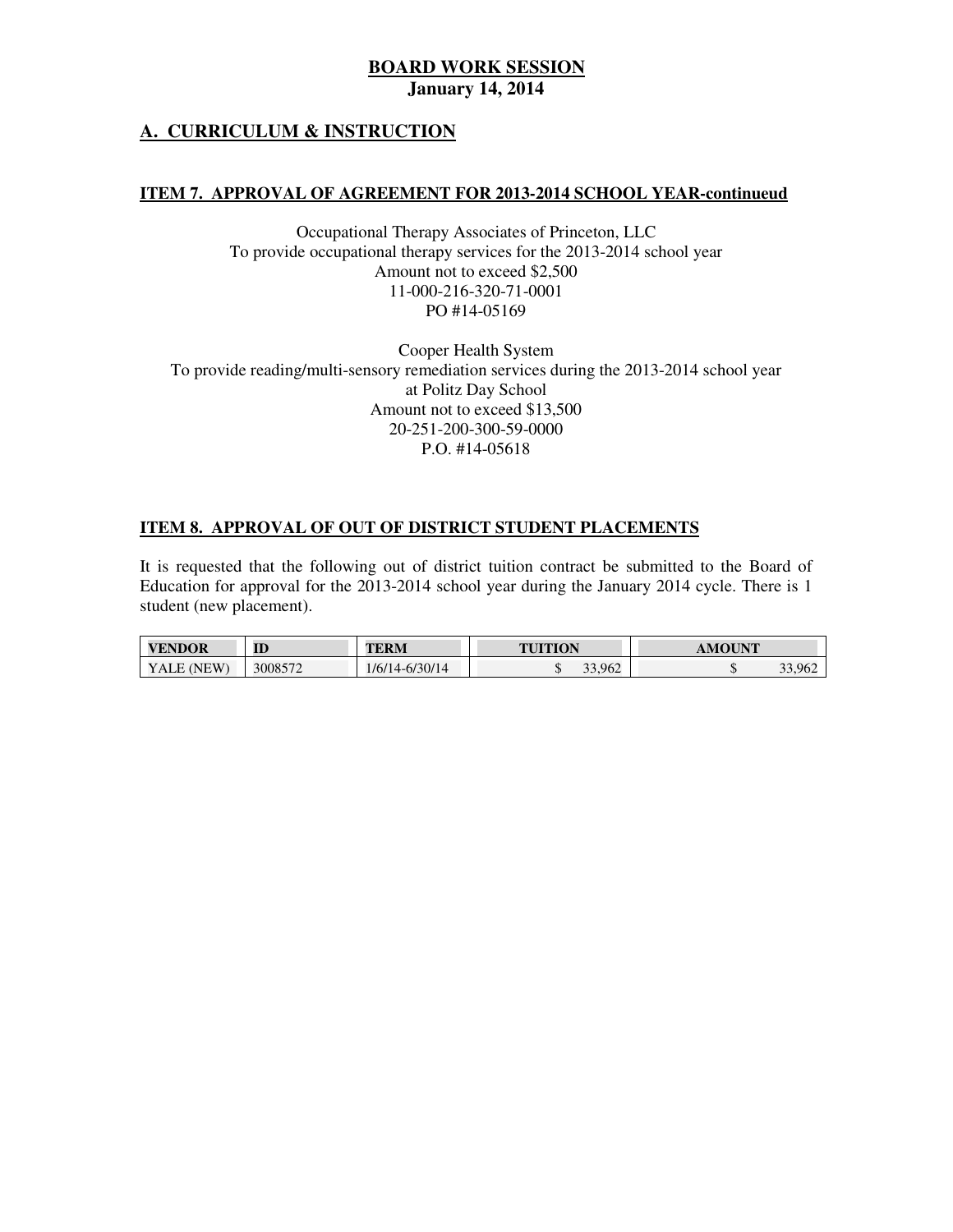**BOARD WORK SESSION**
**January 14, 2014**

## A. CURRICULUM & INSTRUCTION

### ITEM 7. APPROVAL OF AGREEMENT FOR 2013-2014 SCHOOL YEAR-continueud

Occupational Therapy Associates of Princeton, LLC
To provide occupational therapy services for the 2013-2014 school year
Amount not to exceed $2,500
11-000-216-320-71-0001
PO #14-05169

Cooper Health System
To provide reading/multi-sensory remediation services during the 2013-2014 school year
at Politz Day School
Amount not to exceed $13,500
20-251-200-300-59-0000
P.O. #14-05618

### ITEM 8. APPROVAL OF OUT OF DISTRICT STUDENT PLACEMENTS

It is requested that the following out of district tuition contract be submitted to the Board of Education for approval for the 2013-2014 school year during the January 2014 cycle. There is 1 student (new placement).

| VENDOR | ID | TERM | TUITION | AMOUNT |
|---|---|---|---|---|
| YALE (NEW) | 3008572 | 1/6/14-6/30/14 | $ 33,962 | $ 33,962 |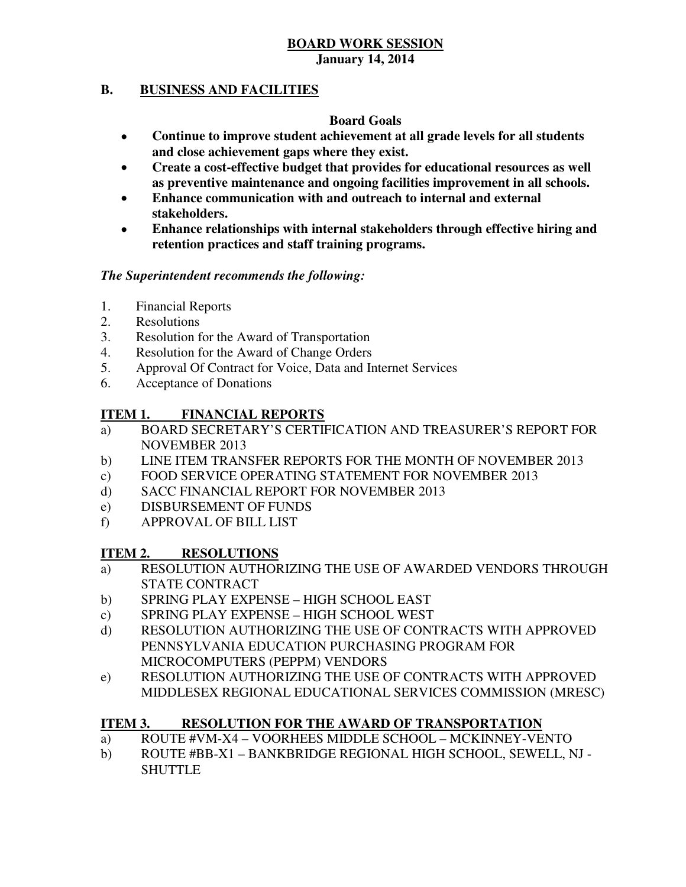**BOARD WORK SESSION**
**January 14, 2014**

## B. BUSINESS AND FACILITIES

**Board Goals**

- **Continue to improve student achievement at all grade levels for all students and close achievement gaps where they exist.**
- **Create a cost-effective budget that provides for educational resources as well as preventive maintenance and ongoing facilities improvement in all schools.**
- **Enhance communication with and outreach to internal and external stakeholders.**
- **Enhance relationships with internal stakeholders through effective hiring and retention practices and staff training programs.**

***The Superintendent recommends the following:***

1. Financial Reports
2. Resolutions
3. Resolution for the Award of Transportation
4. Resolution for the Award of Change Orders
5. Approval Of Contract for Voice, Data and Internet Services
6. Acceptance of Donations

### ITEM 1. FINANCIAL REPORTS

a) BOARD SECRETARY'S CERTIFICATION AND TREASURER'S REPORT FOR NOVEMBER 2013
b) LINE ITEM TRANSFER REPORTS FOR THE MONTH OF NOVEMBER 2013
c) FOOD SERVICE OPERATING STATEMENT FOR NOVEMBER 2013
d) SACC FINANCIAL REPORT FOR NOVEMBER 2013
e) DISBURSEMENT OF FUNDS
f) APPROVAL OF BILL LIST

### ITEM 2. RESOLUTIONS

a) RESOLUTION AUTHORIZING THE USE OF AWARDED VENDORS THROUGH STATE CONTRACT
b) SPRING PLAY EXPENSE – HIGH SCHOOL EAST
c) SPRING PLAY EXPENSE – HIGH SCHOOL WEST
d) RESOLUTION AUTHORIZING THE USE OF CONTRACTS WITH APPROVED PENNSYLVANIA EDUCATION PURCHASING PROGRAM FOR MICROCOMPUTERS (PEPPM) VENDORS
e) RESOLUTION AUTHORIZING THE USE OF CONTRACTS WITH APPROVED MIDDLESEX REGIONAL EDUCATIONAL SERVICES COMMISSION (MRESC)

### ITEM 3. RESOLUTION FOR THE AWARD OF TRANSPORTATION

a) ROUTE #VM-X4 – VOORHEES MIDDLE SCHOOL – MCKINNEY-VENTO
b) ROUTE #BB-X1 – BANKBRIDGE REGIONAL HIGH SCHOOL, SEWELL, NJ - SHUTTLE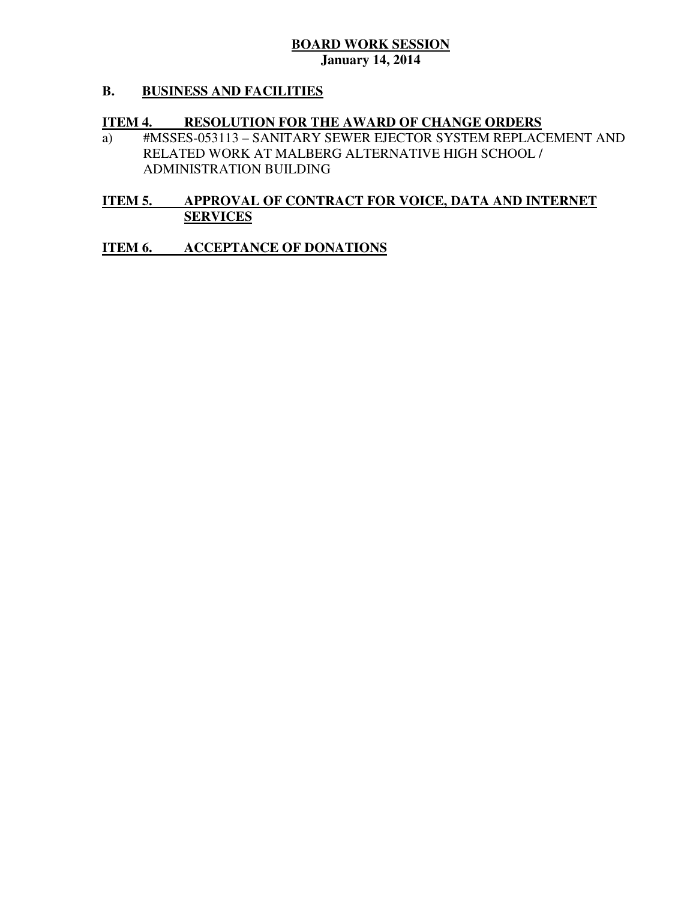**BOARD WORK SESSION**
**January 14, 2014**

## B. BUSINESS AND FACILITIES

### ITEM 4. RESOLUTION FOR THE AWARD OF CHANGE ORDERS

a) #MSSES-053113 – SANITARY SEWER EJECTOR SYSTEM REPLACEMENT AND RELATED WORK AT MALBERG ALTERNATIVE HIGH SCHOOL / ADMINISTRATION BUILDING

### ITEM 5. APPROVAL OF CONTRACT FOR VOICE, DATA AND INTERNET SERVICES

### ITEM 6. ACCEPTANCE OF DONATIONS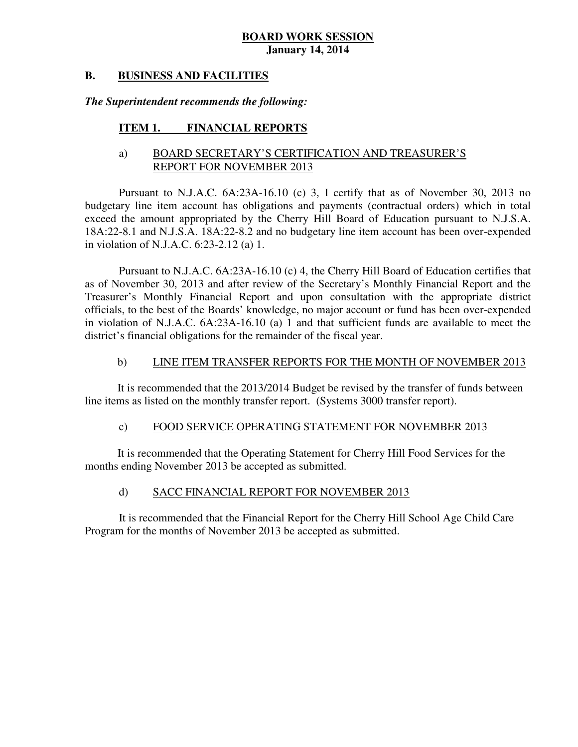# BOARD WORK SESSION
**January 14, 2014**

## B. BUSINESS AND FACILITIES

***The Superintendent recommends the following:***

### ITEM 1. FINANCIAL REPORTS

a) BOARD SECRETARY'S CERTIFICATION AND TREASURER'S REPORT FOR NOVEMBER 2013

Pursuant to N.J.A.C. 6A:23A-16.10 (c) 3, I certify that as of November 30, 2013 no budgetary line item account has obligations and payments (contractual orders) which in total exceed the amount appropriated by the Cherry Hill Board of Education pursuant to N.J.S.A. 18A:22-8.1 and N.J.S.A. 18A:22-8.2 and no budgetary line item account has been over-expended in violation of N.J.A.C. 6:23-2.12 (a) 1.

Pursuant to N.J.A.C. 6A:23A-16.10 (c) 4, the Cherry Hill Board of Education certifies that as of November 30, 2013 and after review of the Secretary's Monthly Financial Report and the Treasurer's Monthly Financial Report and upon consultation with the appropriate district officials, to the best of the Boards' knowledge, no major account or fund has been over-expended in violation of N.J.A.C. 6A:23A-16.10 (a) 1 and that sufficient funds are available to meet the district's financial obligations for the remainder of the fiscal year.

b) LINE ITEM TRANSFER REPORTS FOR THE MONTH OF NOVEMBER 2013

It is recommended that the 2013/2014 Budget be revised by the transfer of funds between line items as listed on the monthly transfer report. (Systems 3000 transfer report).

c) FOOD SERVICE OPERATING STATEMENT FOR NOVEMBER 2013

It is recommended that the Operating Statement for Cherry Hill Food Services for the months ending November 2013 be accepted as submitted.

d) SACC FINANCIAL REPORT FOR NOVEMBER 2013

It is recommended that the Financial Report for the Cherry Hill School Age Child Care Program for the months of November 2013 be accepted as submitted.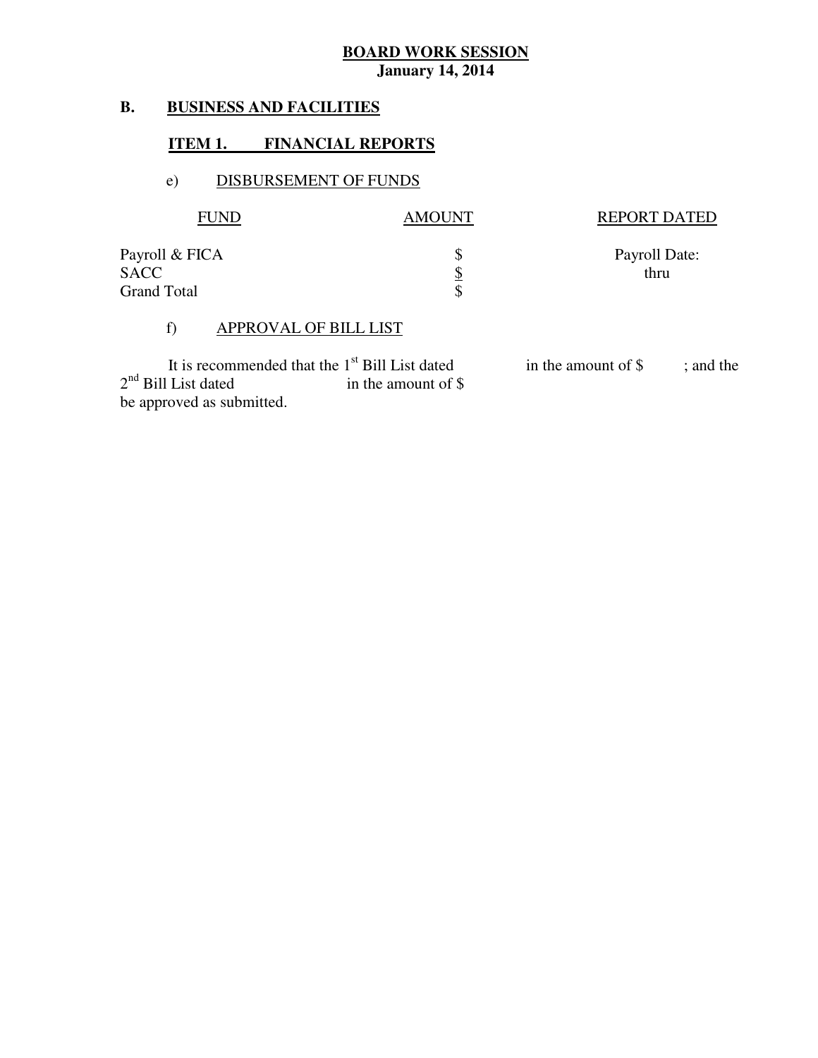**BOARD WORK SESSION**
**January 14, 2014**

**B. BUSINESS AND FACILITIES**

**ITEM 1. FINANCIAL REPORTS**

e) DISBURSEMENT OF FUNDS

| FUND | AMOUNT | REPORT DATED |
| --- | --- | --- |
| Payroll & FICA | $ | Payroll Date: |
| SACC | $ | thru |
| Grand Total | $ | |

f) APPROVAL OF BILL LIST

It is recommended that the 1st Bill List dated in the amount of $ ; and the 2nd Bill List dated in the amount of $ be approved as submitted.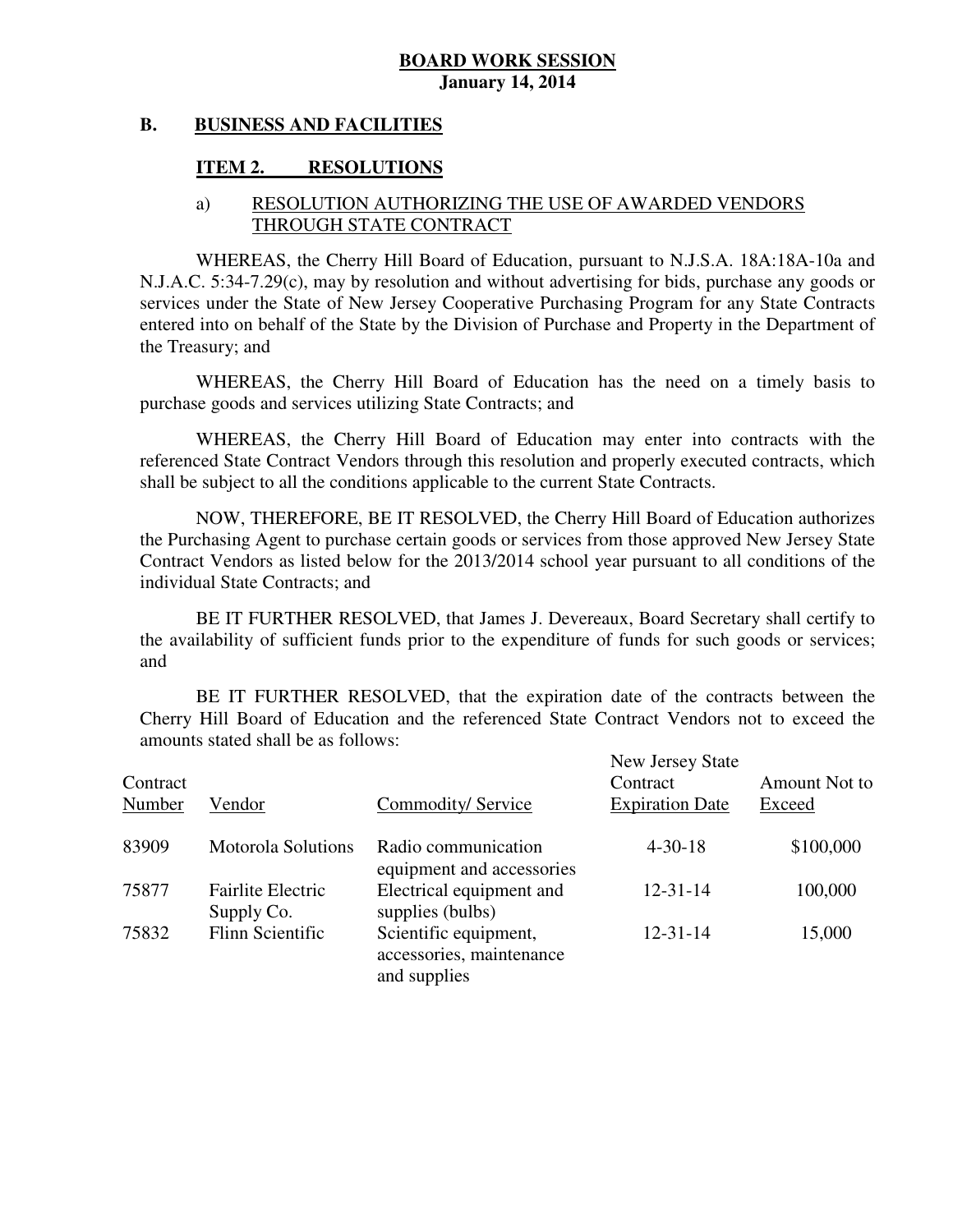**BOARD WORK SESSION**
**January 14, 2014**

## B. BUSINESS AND FACILITIES

### ITEM 2. RESOLUTIONS

a) RESOLUTION AUTHORIZING THE USE OF AWARDED VENDORS THROUGH STATE CONTRACT

WHEREAS, the Cherry Hill Board of Education, pursuant to N.J.S.A. 18A:18A-10a and N.J.A.C. 5:34-7.29(c), may by resolution and without advertising for bids, purchase any goods or services under the State of New Jersey Cooperative Purchasing Program for any State Contracts entered into on behalf of the State by the Division of Purchase and Property in the Department of the Treasury; and

WHEREAS, the Cherry Hill Board of Education has the need on a timely basis to purchase goods and services utilizing State Contracts; and

WHEREAS, the Cherry Hill Board of Education may enter into contracts with the referenced State Contract Vendors through this resolution and properly executed contracts, which shall be subject to all the conditions applicable to the current State Contracts.

NOW, THEREFORE, BE IT RESOLVED, the Cherry Hill Board of Education authorizes the Purchasing Agent to purchase certain goods or services from those approved New Jersey State Contract Vendors as listed below for the 2013/2014 school year pursuant to all conditions of the individual State Contracts; and

BE IT FURTHER RESOLVED, that James J. Devereaux, Board Secretary shall certify to the availability of sufficient funds prior to the expenditure of funds for such goods or services; and

BE IT FURTHER RESOLVED, that the expiration date of the contracts between the Cherry Hill Board of Education and the referenced State Contract Vendors not to exceed the amounts stated shall be as follows:

| Contract Number | Vendor | Commodity/ Service | New Jersey State Contract Expiration Date | Amount Not to Exceed |
|---|---|---|---|---|
| 83909 | Motorola Solutions | Radio communication equipment and accessories | 4-30-18 | $100,000 |
| 75877 | Fairlite Electric Supply Co. | Electrical equipment and supplies (bulbs) | 12-31-14 | 100,000 |
| 75832 | Flinn Scientific | Scientific equipment, accessories, maintenance and supplies | 12-31-14 | 15,000 |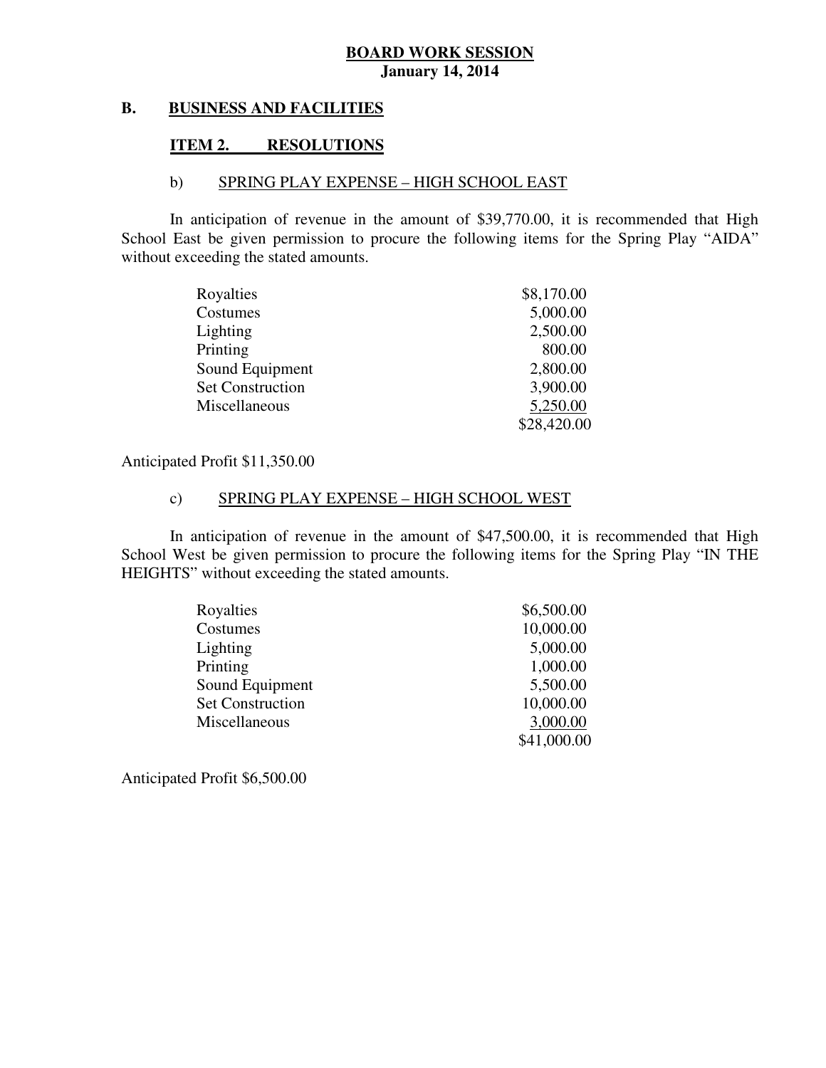**BOARD WORK SESSION**
**January 14, 2014**

## B. BUSINESS AND FACILITIES

### ITEM 2. RESOLUTIONS

#### b) SPRING PLAY EXPENSE – HIGH SCHOOL EAST

In anticipation of revenue in the amount of $39,770.00, it is recommended that High School East be given permission to procure the following items for the Spring Play "AIDA" without exceeding the stated amounts.

| Item | Amount |
|---|---|
| Royalties | $8,170.00 |
| Costumes | 5,000.00 |
| Lighting | 2,500.00 |
| Printing | 800.00 |
| Sound Equipment | 2,800.00 |
| Set Construction | 3,900.00 |
| Miscellaneous | 5,250.00 |
| | $28,420.00 |

Anticipated Profit $11,350.00

#### c) SPRING PLAY EXPENSE – HIGH SCHOOL WEST

In anticipation of revenue in the amount of $47,500.00, it is recommended that High School West be given permission to procure the following items for the Spring Play "IN THE HEIGHTS" without exceeding the stated amounts.

| Item | Amount |
|---|---|
| Royalties | $6,500.00 |
| Costumes | 10,000.00 |
| Lighting | 5,000.00 |
| Printing | 1,000.00 |
| Sound Equipment | 5,500.00 |
| Set Construction | 10,000.00 |
| Miscellaneous | 3,000.00 |
| | $41,000.00 |

Anticipated Profit $6,500.00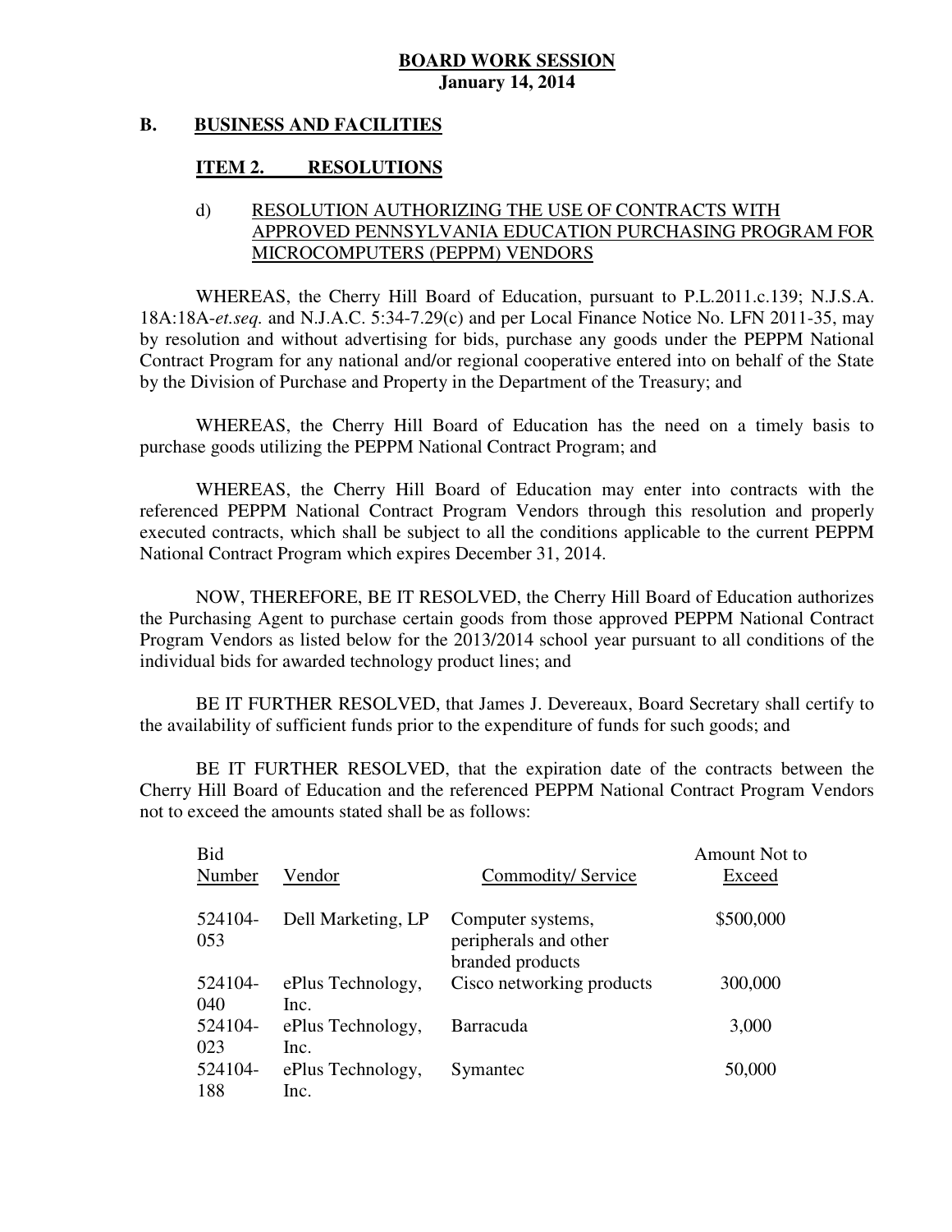**BOARD WORK SESSION**
**January 14, 2014**

## B. BUSINESS AND FACILITIES

### ITEM 2. RESOLUTIONS

d) RESOLUTION AUTHORIZING THE USE OF CONTRACTS WITH APPROVED PENNSYLVANIA EDUCATION PURCHASING PROGRAM FOR MICROCOMPUTERS (PEPPM) VENDORS

WHEREAS, the Cherry Hill Board of Education, pursuant to P.L.2011.c.139; N.J.S.A. 18A:18A-*et.seq.* and N.J.A.C. 5:34-7.29(c) and per Local Finance Notice No. LFN 2011-35, may by resolution and without advertising for bids, purchase any goods under the PEPPM National Contract Program for any national and/or regional cooperative entered into on behalf of the State by the Division of Purchase and Property in the Department of the Treasury; and

WHEREAS, the Cherry Hill Board of Education has the need on a timely basis to purchase goods utilizing the PEPPM National Contract Program; and

WHEREAS, the Cherry Hill Board of Education may enter into contracts with the referenced PEPPM National Contract Program Vendors through this resolution and properly executed contracts, which shall be subject to all the conditions applicable to the current PEPPM National Contract Program which expires December 31, 2014.

NOW, THEREFORE, BE IT RESOLVED, the Cherry Hill Board of Education authorizes the Purchasing Agent to purchase certain goods from those approved PEPPM National Contract Program Vendors as listed below for the 2013/2014 school year pursuant to all conditions of the individual bids for awarded technology product lines; and

BE IT FURTHER RESOLVED, that James J. Devereaux, Board Secretary shall certify to the availability of sufficient funds prior to the expenditure of funds for such goods; and

BE IT FURTHER RESOLVED, that the expiration date of the contracts between the Cherry Hill Board of Education and the referenced PEPPM National Contract Program Vendors not to exceed the amounts stated shall be as follows:

| Bid Number | Vendor | Commodity/ Service | Amount Not to Exceed |
|---|---|---|---|
| 524104-053 | Dell Marketing, LP | Computer systems, peripherals and other branded products | $500,000 |
| 524104-040 | ePlus Technology, Inc. | Cisco networking products | 300,000 |
| 524104-023 | ePlus Technology, Inc. | Barracuda | 3,000 |
| 524104-188 | ePlus Technology, Inc. | Symantec | 50,000 |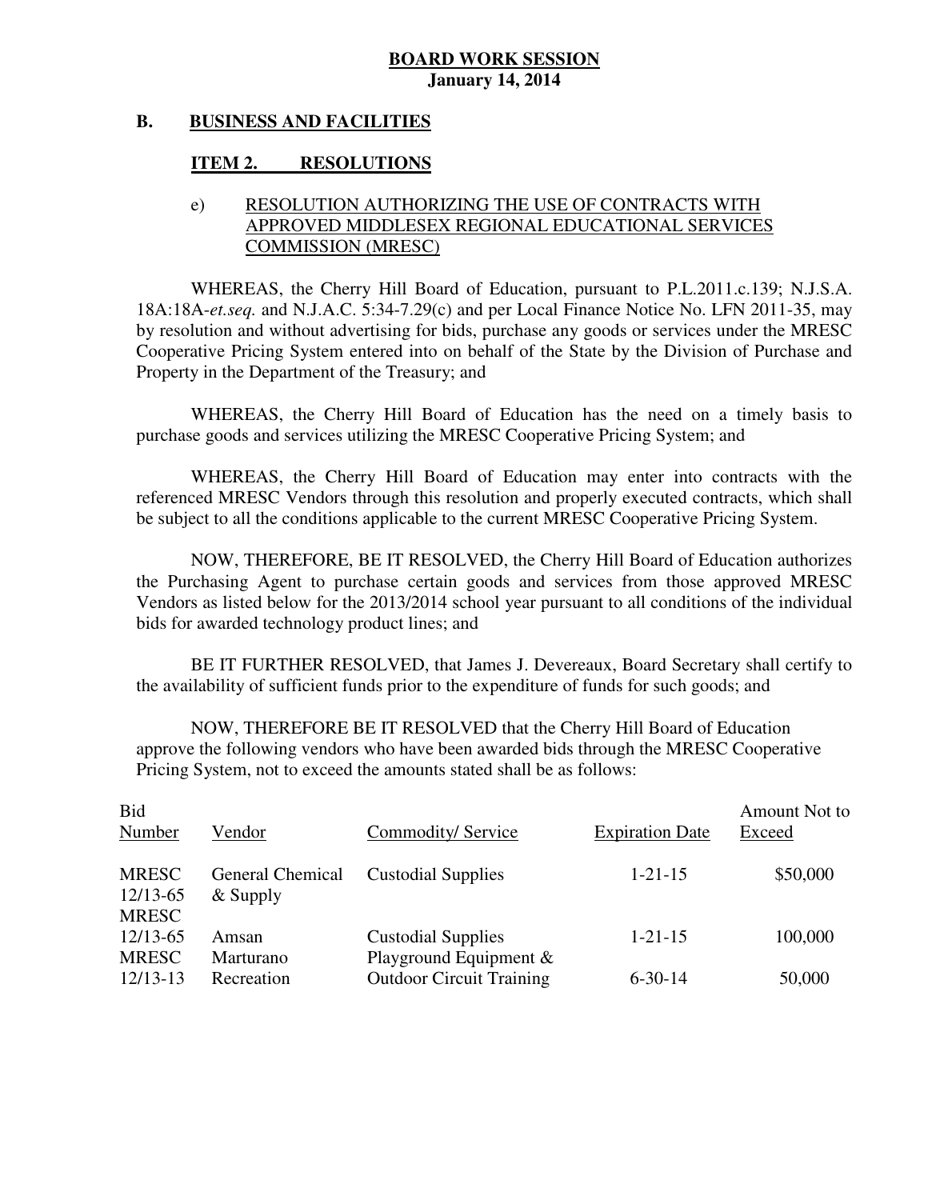**BOARD WORK SESSION**
**January 14, 2014**

**B. BUSINESS AND FACILITIES**

**ITEM 2. RESOLUTIONS**

e) RESOLUTION AUTHORIZING THE USE OF CONTRACTS WITH APPROVED MIDDLESEX REGIONAL EDUCATIONAL SERVICES COMMISSION (MRESC)

WHEREAS, the Cherry Hill Board of Education, pursuant to P.L.2011.c.139; N.J.S.A. 18A:18A-*et.seq.* and N.J.A.C. 5:34-7.29(c) and per Local Finance Notice No. LFN 2011-35, may by resolution and without advertising for bids, purchase any goods or services under the MRESC Cooperative Pricing System entered into on behalf of the State by the Division of Purchase and Property in the Department of the Treasury; and

WHEREAS, the Cherry Hill Board of Education has the need on a timely basis to purchase goods and services utilizing the MRESC Cooperative Pricing System; and

WHEREAS, the Cherry Hill Board of Education may enter into contracts with the referenced MRESC Vendors through this resolution and properly executed contracts, which shall be subject to all the conditions applicable to the current MRESC Cooperative Pricing System.

NOW, THEREFORE, BE IT RESOLVED, the Cherry Hill Board of Education authorizes the Purchasing Agent to purchase certain goods and services from those approved MRESC Vendors as listed below for the 2013/2014 school year pursuant to all conditions of the individual bids for awarded technology product lines; and

BE IT FURTHER RESOLVED, that James J. Devereaux, Board Secretary shall certify to the availability of sufficient funds prior to the expenditure of funds for such goods; and

NOW, THEREFORE BE IT RESOLVED that the Cherry Hill Board of Education approve the following vendors who have been awarded bids through the MRESC Cooperative Pricing System, not to exceed the amounts stated shall be as follows:

| Bid Number | Vendor | Commodity/ Service | Expiration Date | Amount Not to Exceed |
|---|---|---|---|---|
| MRESC 12/13-65 | General Chemical & Supply | Custodial Supplies | 1-21-15 | $50,000 |
| MRESC 12/13-65 | Amsan | Custodial Supplies | 1-21-15 | 100,000 |
| MRESC 12/13-13 | Marturano Recreation | Playground Equipment & Outdoor Circuit Training | 6-30-14 | 50,000 |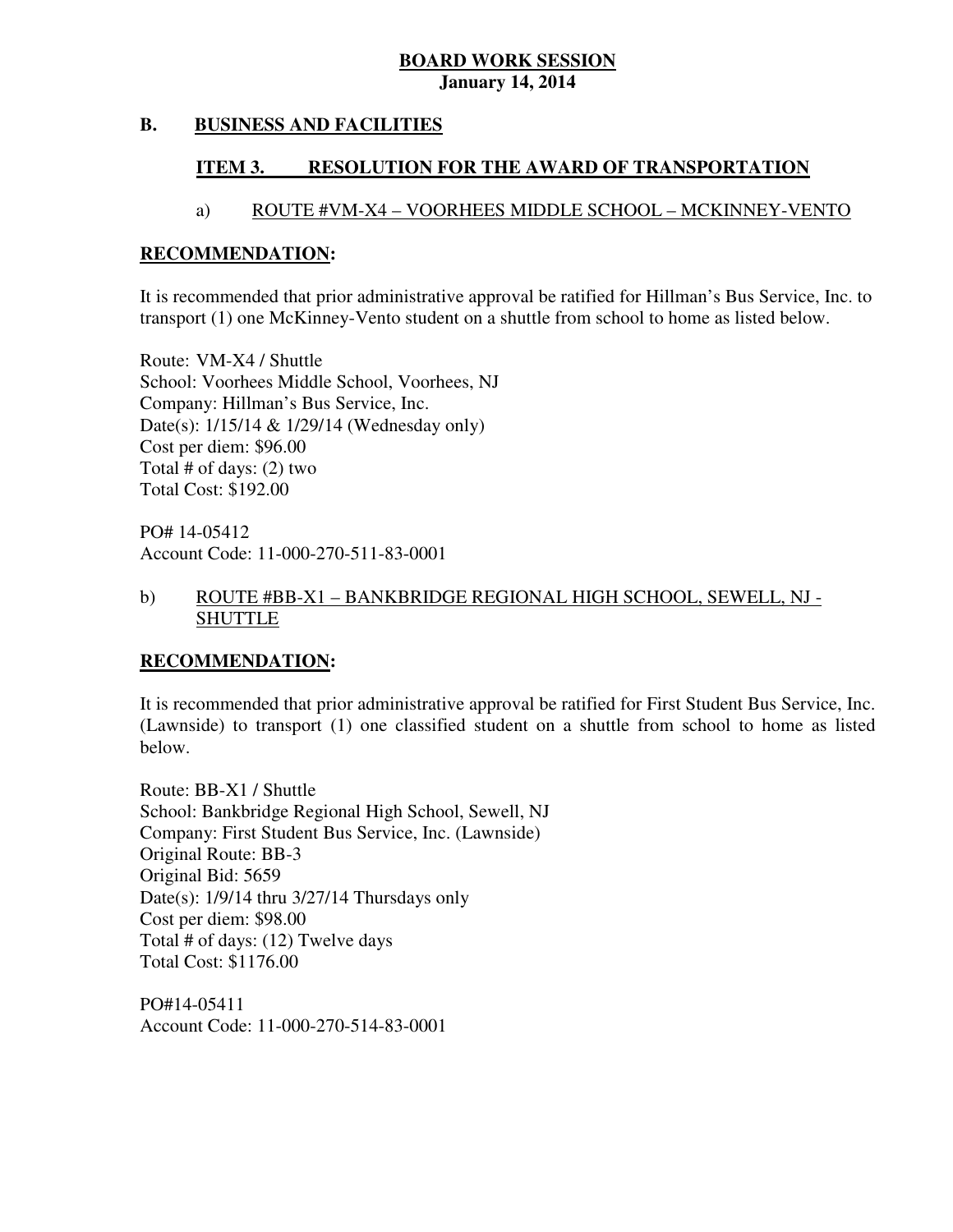**BOARD WORK SESSION**
**January 14, 2014**

## B. BUSINESS AND FACILITIES

### ITEM 3. RESOLUTION FOR THE AWARD OF TRANSPORTATION

a) ROUTE #VM-X4 – VOORHEES MIDDLE SCHOOL – MCKINNEY-VENTO

**RECOMMENDATION:**

It is recommended that prior administrative approval be ratified for Hillman's Bus Service, Inc. to transport (1) one McKinney-Vento student on a shuttle from school to home as listed below.

Route: VM-X4 / Shuttle
School: Voorhees Middle School, Voorhees, NJ
Company: Hillman's Bus Service, Inc.
Date(s): 1/15/14 & 1/29/14 (Wednesday only)
Cost per diem: $96.00
Total # of days: (2) two
Total Cost: $192.00

PO# 14-05412
Account Code: 11-000-270-511-83-0001

b) ROUTE #BB-X1 – BANKBRIDGE REGIONAL HIGH SCHOOL, SEWELL, NJ - SHUTTLE

**RECOMMENDATION:**

It is recommended that prior administrative approval be ratified for First Student Bus Service, Inc. (Lawnside) to transport (1) one classified student on a shuttle from school to home as listed below.

Route: BB-X1 / Shuttle
School: Bankbridge Regional High School, Sewell, NJ
Company: First Student Bus Service, Inc. (Lawnside)
Original Route: BB-3
Original Bid: 5659
Date(s): 1/9/14 thru 3/27/14 Thursdays only
Cost per diem: $98.00
Total # of days: (12) Twelve days
Total Cost: $1176.00

PO#14-05411
Account Code: 11-000-270-514-83-0001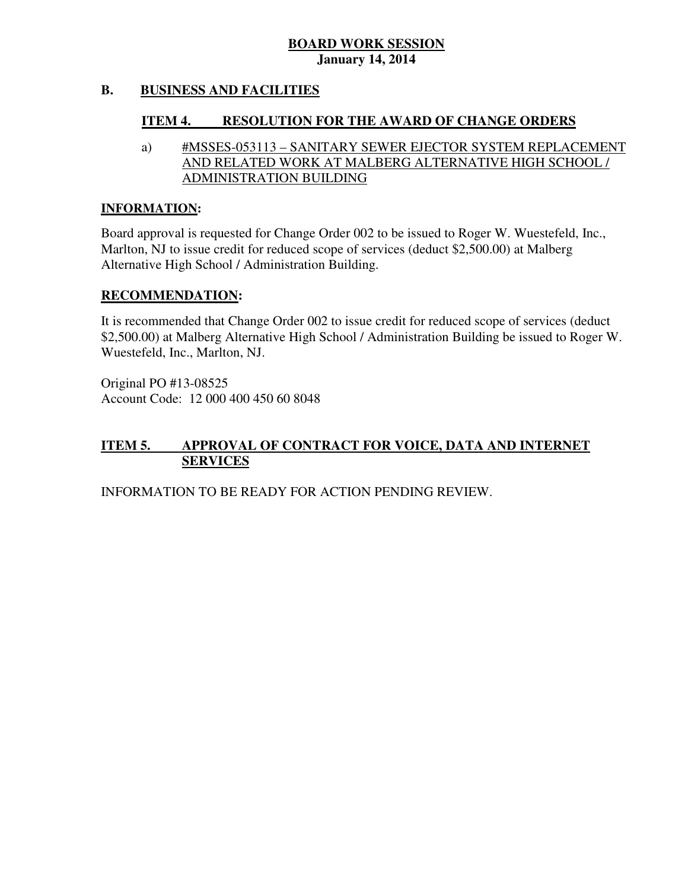**BOARD WORK SESSION**
**January 14, 2014**

## B. BUSINESS AND FACILITIES

### ITEM 4. RESOLUTION FOR THE AWARD OF CHANGE ORDERS

a) #MSSES-053113 – SANITARY SEWER EJECTOR SYSTEM REPLACEMENT AND RELATED WORK AT MALBERG ALTERNATIVE HIGH SCHOOL / ADMINISTRATION BUILDING

**INFORMATION:**

Board approval is requested for Change Order 002 to be issued to Roger W. Wuestefeld, Inc., Marlton, NJ to issue credit for reduced scope of services (deduct $2,500.00) at Malberg Alternative High School / Administration Building.

**RECOMMENDATION:**

It is recommended that Change Order 002 to issue credit for reduced scope of services (deduct $2,500.00) at Malberg Alternative High School / Administration Building be issued to Roger W. Wuestefeld, Inc., Marlton, NJ.

Original PO #13-08525
Account Code: 12 000 400 450 60 8048

### ITEM 5. APPROVAL OF CONTRACT FOR VOICE, DATA AND INTERNET SERVICES

INFORMATION TO BE READY FOR ACTION PENDING REVIEW.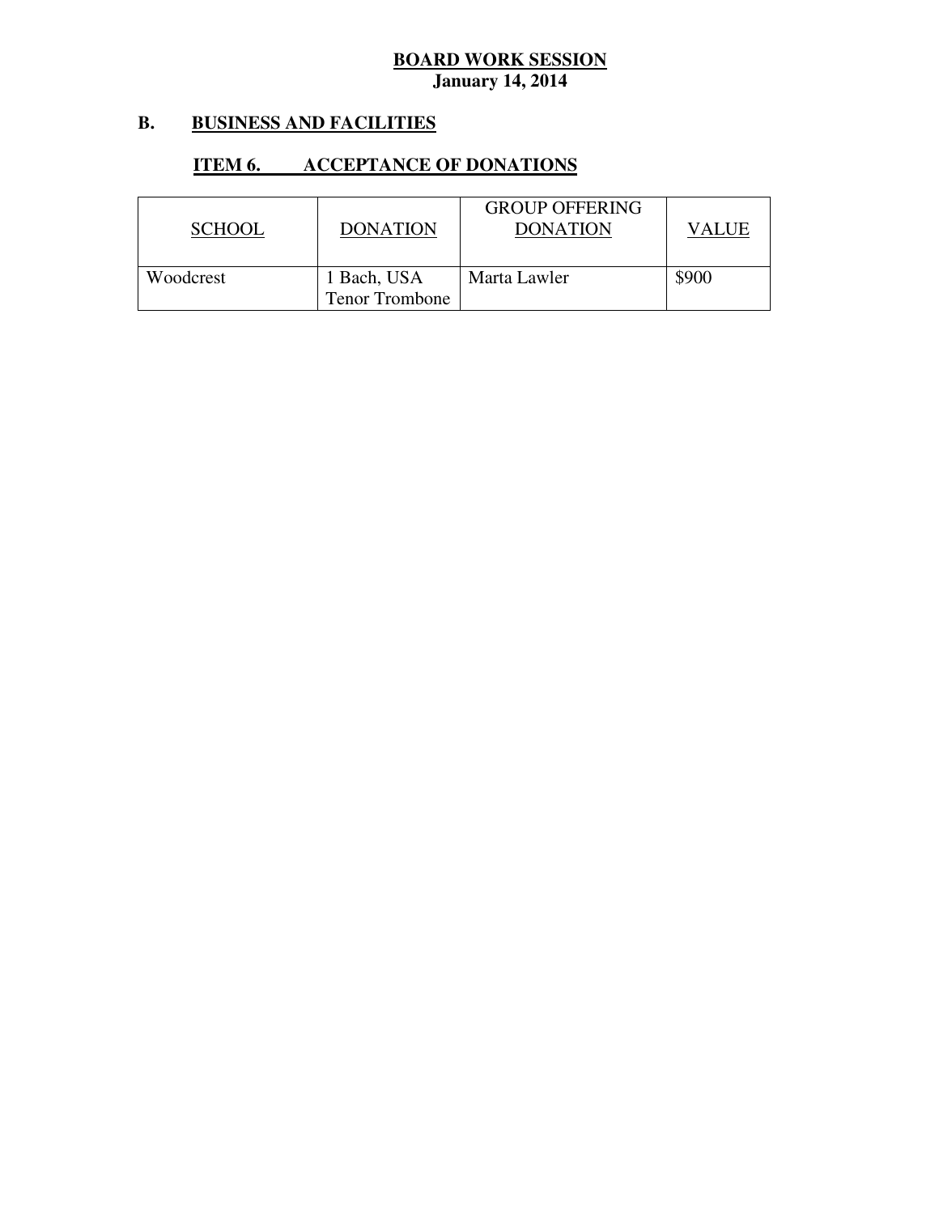**BOARD WORK SESSION**
**January 14, 2014**

## B. BUSINESS AND FACILITIES

### ITEM 6. ACCEPTANCE OF DONATIONS

| SCHOOL | DONATION | GROUP OFFERING DONATION | VALUE |
|---|---|---|---|
| Woodcrest | 1 Bach, USA Tenor Trombone | Marta Lawler | $900 |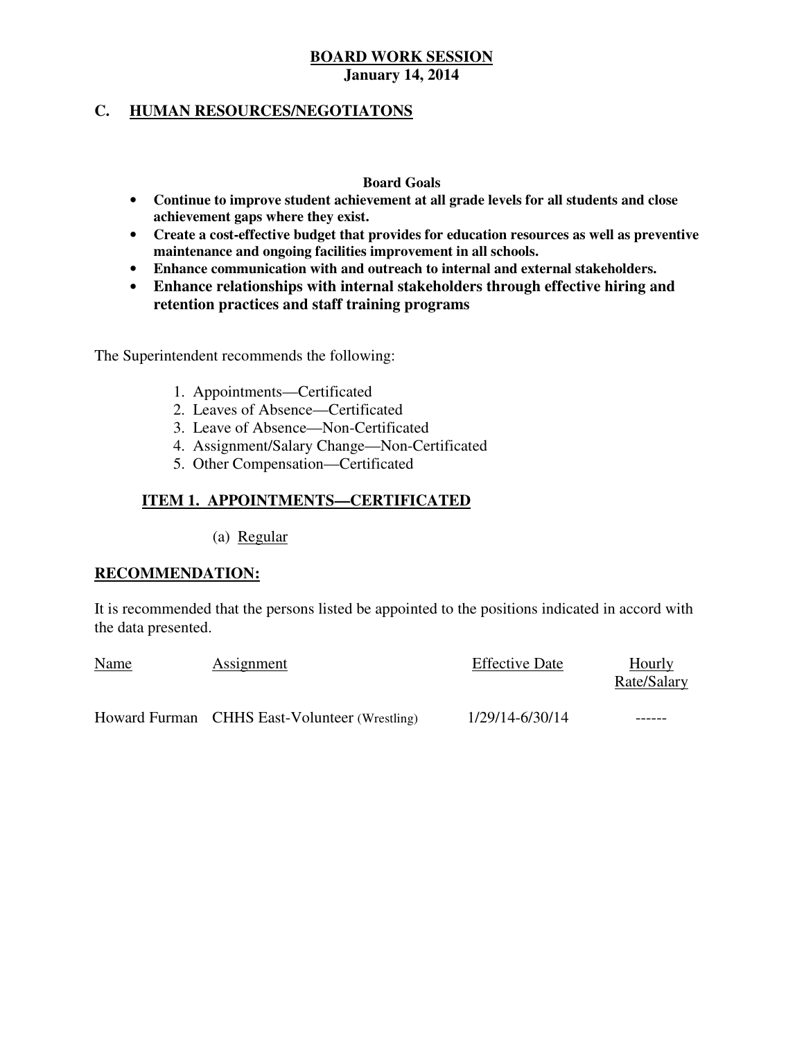# BOARD WORK SESSION

**January 14, 2014**

## C. HUMAN RESOURCES/NEGOTIATONS

**Board Goals**

- **Continue to improve student achievement at all grade levels for all students and close achievement gaps where they exist.**
- **Create a cost-effective budget that provides for education resources as well as preventive maintenance and ongoing facilities improvement in all schools.**
- **Enhance communication with and outreach to internal and external stakeholders.**
- **Enhance relationships with internal stakeholders through effective hiring and retention practices and staff training programs**

The Superintendent recommends the following:

1. Appointments—Certificated
2. Leaves of Absence—Certificated
3. Leave of Absence—Non-Certificated
4. Assignment/Salary Change—Non-Certificated
5. Other Compensation—Certificated

### ITEM 1. APPOINTMENTS—CERTIFICATED

(a) Regular

**RECOMMENDATION:**

It is recommended that the persons listed be appointed to the positions indicated in accord with the data presented.

| Name | Assignment | Effective Date | Hourly Rate/Salary |
|---|---|---|---|
| Howard Furman | CHHS East-Volunteer (Wrestling) | 1/29/14-6/30/14 | ------ |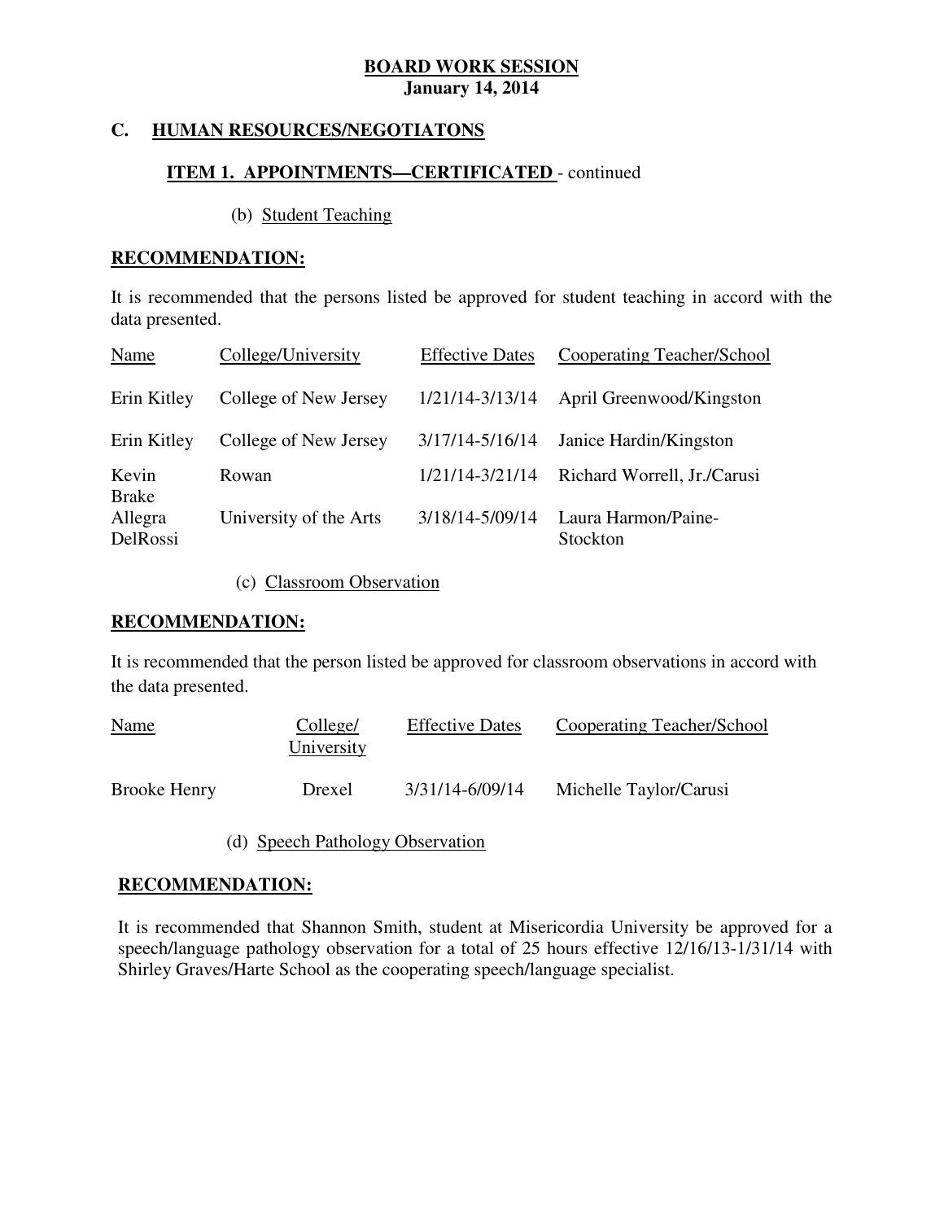**BOARD WORK SESSION**
**January 14, 2014**

## C. HUMAN RESOURCES/NEGOTIATONS

### ITEM 1. APPOINTMENTS—CERTIFICATED - continued

(b) Student Teaching

**RECOMMENDATION:**

It is recommended that the persons listed be approved for student teaching in accord with the data presented.

| Name | College/University | Effective Dates | Cooperating Teacher/School |
|---|---|---|---|
| Erin Kitley | College of New Jersey | 1/21/14-3/13/14 | April Greenwood/Kingston |
| Erin Kitley | College of New Jersey | 3/17/14-5/16/14 | Janice Hardin/Kingston |
| Kevin Brake | Rowan | 1/21/14-3/21/14 | Richard Worrell, Jr./Carusi |
| Allegra DelRossi | University of the Arts | 3/18/14-5/09/14 | Laura Harmon/Paine-Stockton |

(c) Classroom Observation

**RECOMMENDATION:**

It is recommended that the person listed be approved for classroom observations in accord with the data presented.

| Name | College/ University | Effective Dates | Cooperating Teacher/School |
|---|---|---|---|
| Brooke Henry | Drexel | 3/31/14-6/09/14 | Michelle Taylor/Carusi |

(d) Speech Pathology Observation

**RECOMMENDATION:**

It is recommended that Shannon Smith, student at Misericordia University be approved for a speech/language pathology observation for a total of 25 hours effective 12/16/13-1/31/14 with Shirley Graves/Harte School as the cooperating speech/language specialist.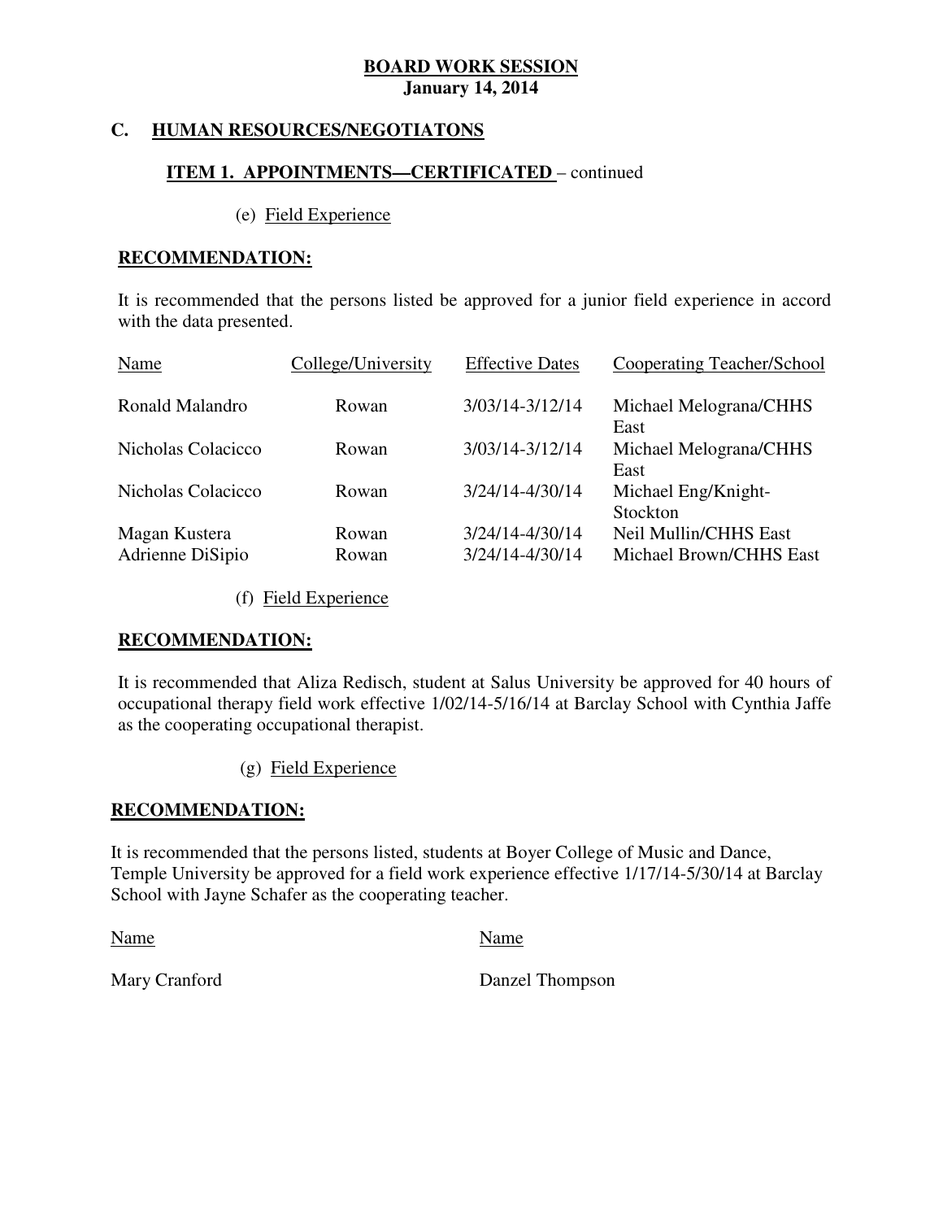**BOARD WORK SESSION**
**January 14, 2014**

## C. HUMAN RESOURCES/NEGOTIATONS

### ITEM 1. APPOINTMENTS—CERTIFICATED – continued

(e) Field Experience

**RECOMMENDATION:**

It is recommended that the persons listed be approved for a junior field experience in accord with the data presented.

| Name | College/University | Effective Dates | Cooperating Teacher/School |
|---|---|---|---|
| Ronald Malandro | Rowan | 3/03/14-3/12/14 | Michael Melograna/CHHS East |
| Nicholas Colacicco | Rowan | 3/03/14-3/12/14 | Michael Melograna/CHHS East |
| Nicholas Colacicco | Rowan | 3/24/14-4/30/14 | Michael Eng/Knight-Stockton |
| Magan Kustera | Rowan | 3/24/14-4/30/14 | Neil Mullin/CHHS East |
| Adrienne DiSipio | Rowan | 3/24/14-4/30/14 | Michael Brown/CHHS East |

(f) Field Experience

**RECOMMENDATION:**

It is recommended that Aliza Redisch, student at Salus University be approved for 40 hours of occupational therapy field work effective 1/02/14-5/16/14 at Barclay School with Cynthia Jaffe as the cooperating occupational therapist.

(g) Field Experience

**RECOMMENDATION:**

It is recommended that the persons listed, students at Boyer College of Music and Dance, Temple University be approved for a field work experience effective 1/17/14-5/30/14 at Barclay School with Jayne Schafer as the cooperating teacher.

| Name | Name |
|---|---|
| Mary Cranford | Danzel Thompson |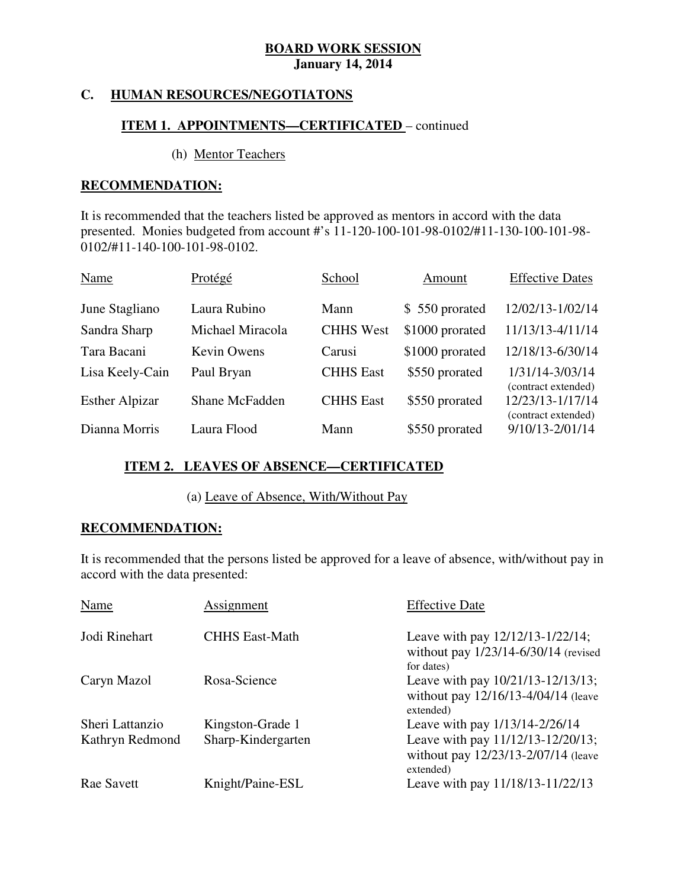**BOARD WORK SESSION**
**January 14, 2014**

## C. HUMAN RESOURCES/NEGOTIATONS

### ITEM 1. APPOINTMENTS—CERTIFICATED – continued

(h) Mentor Teachers

**RECOMMENDATION:**

It is recommended that the teachers listed be approved as mentors in accord with the data presented. Monies budgeted from account #'s 11-120-100-101-98-0102/#11-130-100-101-98-0102/#11-140-100-101-98-0102.

| Name | Protégé | School | Amount | Effective Dates |
|---|---|---|---|---|
| June Stagliano | Laura Rubino | Mann | $ 550 prorated | 12/02/13-1/02/14 |
| Sandra Sharp | Michael Miracola | CHHS West | $1000 prorated | 11/13/13-4/11/14 |
| Tara Bacani | Kevin Owens | Carusi | $1000 prorated | 12/18/13-6/30/14 |
| Lisa Keely-Cain | Paul Bryan | CHHS East | $550 prorated | 1/31/14-3/03/14 (contract extended) |
| Esther Alpizar | Shane McFadden | CHHS East | $550 prorated | 12/23/13-1/17/14 (contract extended) |
| Dianna Morris | Laura Flood | Mann | $550 prorated | 9/10/13-2/01/14 |

### ITEM 2. LEAVES OF ABSENCE—CERTIFICATED

(a) Leave of Absence, With/Without Pay

**RECOMMENDATION:**

It is recommended that the persons listed be approved for a leave of absence, with/without pay in accord with the data presented:

| Name | Assignment | Effective Date |
|---|---|---|
| Jodi Rinehart | CHHS East-Math | Leave with pay 12/12/13-1/22/14; without pay 1/23/14-6/30/14 (revised for dates) |
| Caryn Mazol | Rosa-Science | Leave with pay 10/21/13-12/13/13; without pay 12/16/13-4/04/14 (leave extended) |
| Sheri Lattanzio | Kingston-Grade 1 | Leave with pay 1/13/14-2/26/14 |
| Kathryn Redmond | Sharp-Kindergarten | Leave with pay 11/12/13-12/20/13; without pay 12/23/13-2/07/14 (leave extended) |
| Rae Savett | Knight/Paine-ESL | Leave with pay 11/18/13-11/22/13 |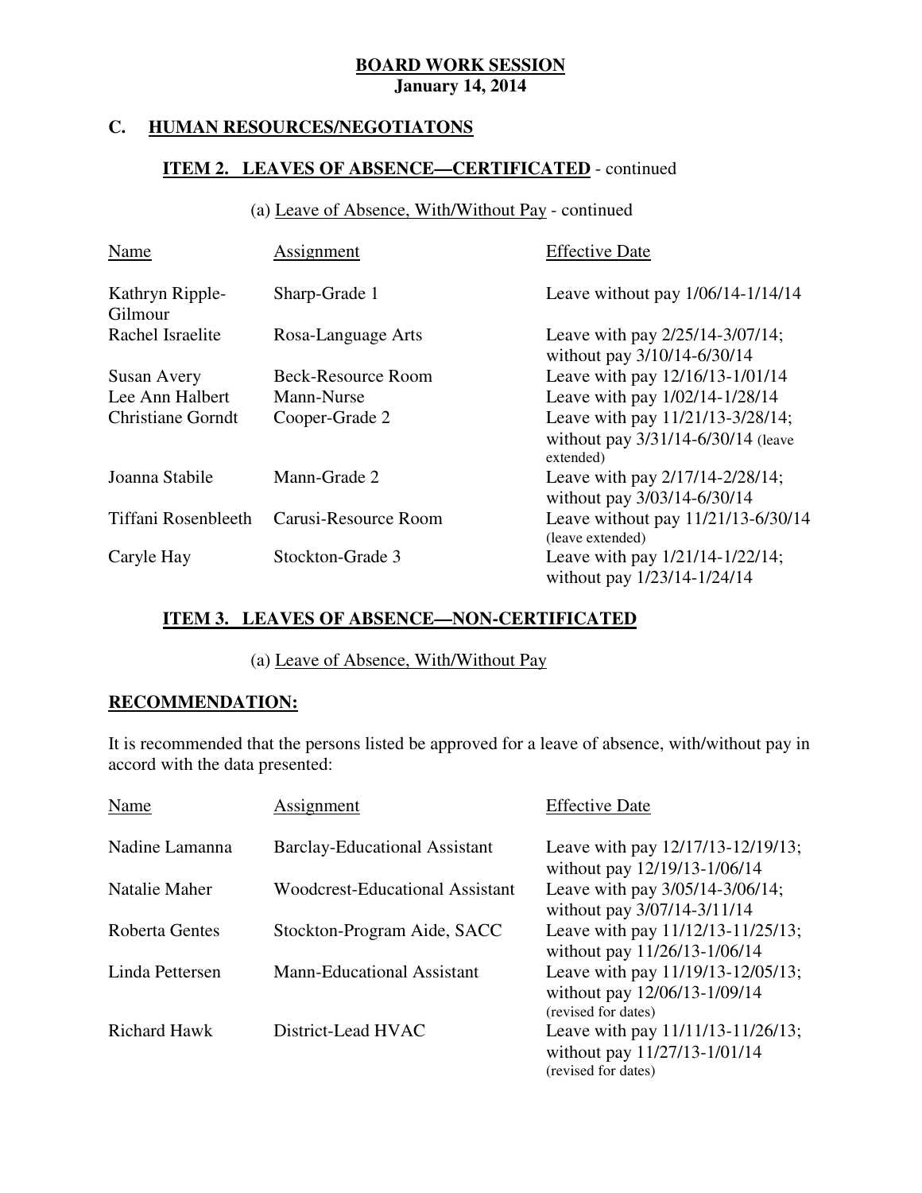**BOARD WORK SESSION**
**January 14, 2014**

## C. HUMAN RESOURCES/NEGOTIATONS

### ITEM 2. LEAVES OF ABSENCE—CERTIFICATED - continued

(a) Leave of Absence, With/Without Pay - continued

| Name | Assignment | Effective Date |
|---|---|---|
| Kathryn Ripple-Gilmour | Sharp-Grade 1 | Leave without pay 1/06/14-1/14/14 |
| Rachel Israelite | Rosa-Language Arts | Leave with pay 2/25/14-3/07/14; without pay 3/10/14-6/30/14 |
| Susan Avery | Beck-Resource Room | Leave with pay 12/16/13-1/01/14 |
| Lee Ann Halbert | Mann-Nurse | Leave with pay 1/02/14-1/28/14 |
| Christiane Gorndt | Cooper-Grade 2 | Leave with pay 11/21/13-3/28/14; without pay 3/31/14-6/30/14 (leave extended) |
| Joanna Stabile | Mann-Grade 2 | Leave with pay 2/17/14-2/28/14; without pay 3/03/14-6/30/14 |
| Tiffani Rosenbleeth | Carusi-Resource Room | Leave without pay 11/21/13-6/30/14 (leave extended) |
| Caryle Hay | Stockton-Grade 3 | Leave with pay 1/21/14-1/22/14; without pay 1/23/14-1/24/14 |

### ITEM 3. LEAVES OF ABSENCE—NON-CERTIFICATED

(a) Leave of Absence, With/Without Pay

**RECOMMENDATION:**

It is recommended that the persons listed be approved for a leave of absence, with/without pay in accord with the data presented:

| Name | Assignment | Effective Date |
|---|---|---|
| Nadine Lamanna | Barclay-Educational Assistant | Leave with pay 12/17/13-12/19/13; without pay 12/19/13-1/06/14 |
| Natalie Maher | Woodcrest-Educational Assistant | Leave with pay 3/05/14-3/06/14; without pay 3/07/14-3/11/14 |
| Roberta Gentes | Stockton-Program Aide, SACC | Leave with pay 11/12/13-11/25/13; without pay 11/26/13-1/06/14 |
| Linda Pettersen | Mann-Educational Assistant | Leave with pay 11/19/13-12/05/13; without pay 12/06/13-1/09/14 (revised for dates) |
| Richard Hawk | District-Lead HVAC | Leave with pay 11/11/13-11/26/13; without pay 11/27/13-1/01/14 (revised for dates) |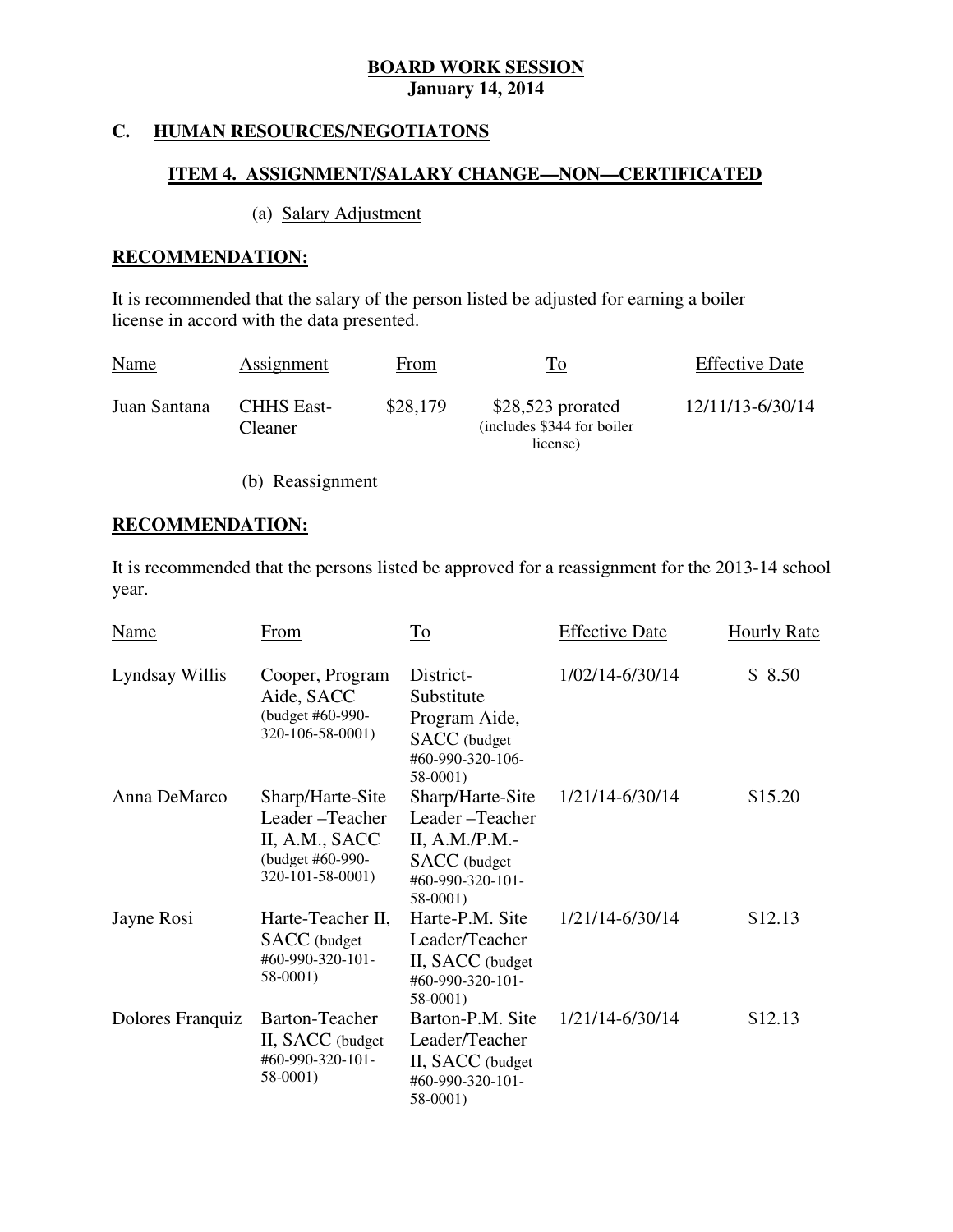**BOARD WORK SESSION**
**January 14, 2014**

## C. HUMAN RESOURCES/NEGOTIATONS

### ITEM 4. ASSIGNMENT/SALARY CHANGE—NON—CERTIFICATED

(a) Salary Adjustment

**RECOMMENDATION:**

It is recommended that the salary of the person listed be adjusted for earning a boiler license in accord with the data presented.

| Name | Assignment | From | To | Effective Date |
| --- | --- | --- | --- | --- |
| Juan Santana | CHHS East-Cleaner | $28,179 | $28,523 prorated (includes $344 for boiler license) | 12/11/13-6/30/14 |

(b) Reassignment

**RECOMMENDATION:**

It is recommended that the persons listed be approved for a reassignment for the 2013-14 school year.

| Name | From | To | Effective Date | Hourly Rate |
| --- | --- | --- | --- | --- |
| Lyndsay Willis | Cooper, Program Aide, SACC (budget #60-990-320-106-58-0001) | District-Substitute Program Aide, SACC (budget #60-990-320-106-58-0001) | 1/02/14-6/30/14 | $ 8.50 |
| Anna DeMarco | Sharp/Harte-Site Leader –Teacher II, A.M., SACC (budget #60-990-320-101-58-0001) | Sharp/Harte-Site Leader –Teacher II, A.M./P.M.-SACC (budget #60-990-320-101-58-0001) | 1/21/14-6/30/14 | $15.20 |
| Jayne Rosi | Harte-Teacher II, SACC (budget #60-990-320-101-58-0001) | Harte-P.M. Site Leader/Teacher II, SACC (budget #60-990-320-101-58-0001) | 1/21/14-6/30/14 | $12.13 |
| Dolores Franquiz | Barton-Teacher II, SACC (budget #60-990-320-101-58-0001) | Barton-P.M. Site Leader/Teacher II, SACC (budget #60-990-320-101-58-0001) | 1/21/14-6/30/14 | $12.13 |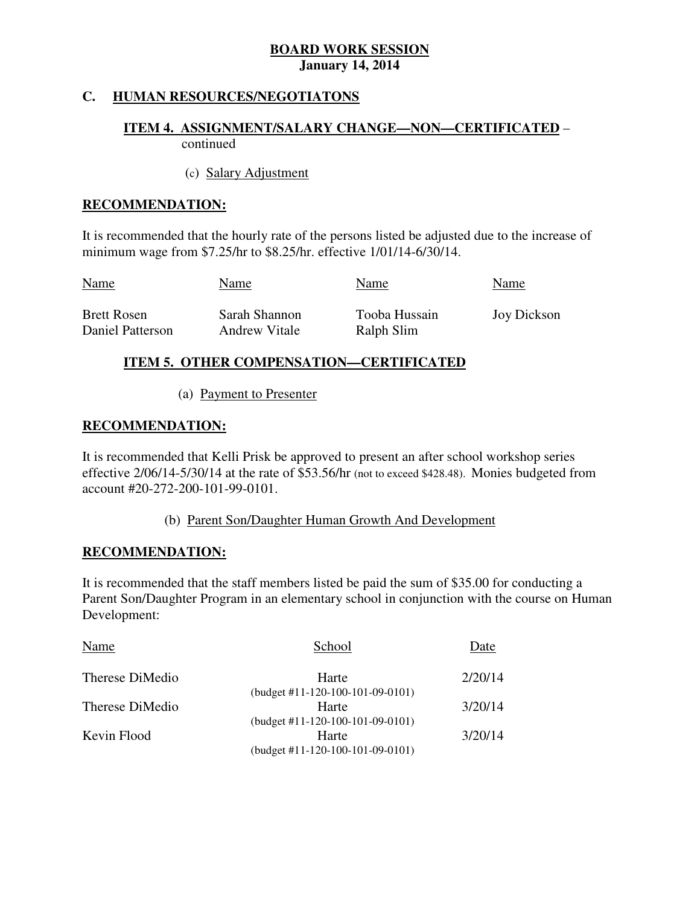**BOARD WORK SESSION**
**January 14, 2014**

## C. HUMAN RESOURCES/NEGOTIATONS

### ITEM 4. ASSIGNMENT/SALARY CHANGE—NON—CERTIFICATED – continued

(c) Salary Adjustment

**RECOMMENDATION:**

It is recommended that the hourly rate of the persons listed be adjusted due to the increase of minimum wage from $7.25/hr to $8.25/hr. effective 1/01/14-6/30/14.

| Name | Name | Name | Name |
|---|---|---|---|
| Brett Rosen | Sarah Shannon | Tooba Hussain | Joy Dickson |
| Daniel Patterson | Andrew Vitale | Ralph Slim | |

### ITEM 5. OTHER COMPENSATION—CERTIFICATED

(a) Payment to Presenter

**RECOMMENDATION:**

It is recommended that Kelli Prisk be approved to present an after school workshop series effective 2/06/14-5/30/14 at the rate of $53.56/hr (not to exceed $428.48). Monies budgeted from account #20-272-200-101-99-0101.

(b) Parent Son/Daughter Human Growth And Development

**RECOMMENDATION:**

It is recommended that the staff members listed be paid the sum of $35.00 for conducting a Parent Son/Daughter Program in an elementary school in conjunction with the course on Human Development:

| Name | School | Date |
|---|---|---|
| Therese DiMedio | Harte (budget #11-120-100-101-09-0101) | 2/20/14 |
| Therese DiMedio | Harte (budget #11-120-100-101-09-0101) | 3/20/14 |
| Kevin Flood | Harte (budget #11-120-100-101-09-0101) | 3/20/14 |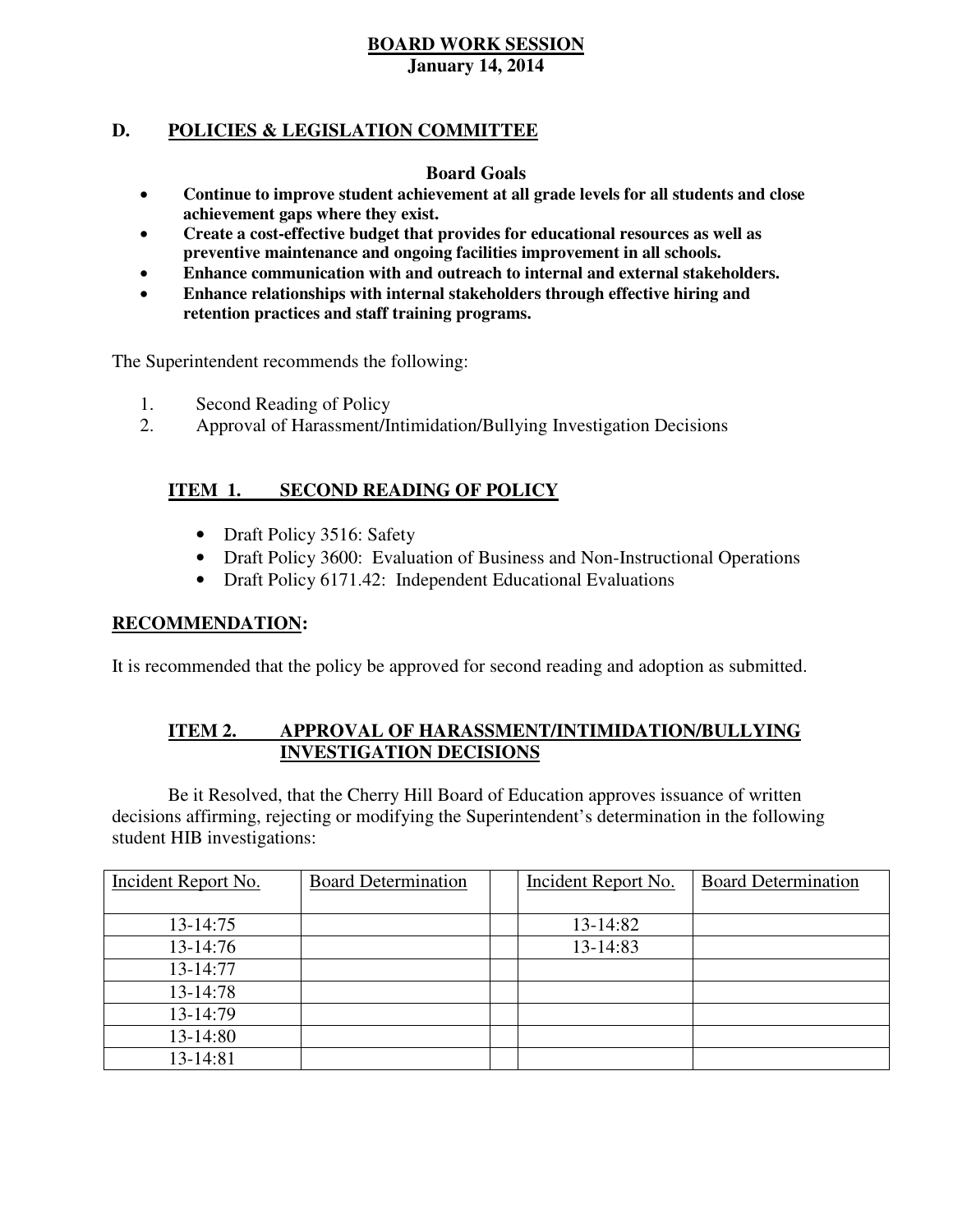**BOARD WORK SESSION**
**January 14, 2014**

## D. POLICIES & LEGISLATION COMMITTEE

### Board Goals

- **Continue to improve student achievement at all grade levels for all students and close achievement gaps where they exist.**
- **Create a cost-effective budget that provides for educational resources as well as preventive maintenance and ongoing facilities improvement in all schools.**
- **Enhance communication with and outreach to internal and external stakeholders.**
- **Enhance relationships with internal stakeholders through effective hiring and retention practices and staff training programs.**

The Superintendent recommends the following:

1. Second Reading of Policy
2. Approval of Harassment/Intimidation/Bullying Investigation Decisions

### ITEM 1. SECOND READING OF POLICY

- Draft Policy 3516: Safety
- Draft Policy 3600: Evaluation of Business and Non-Instructional Operations
- Draft Policy 6171.42: Independent Educational Evaluations

**RECOMMENDATION:**

It is recommended that the policy be approved for second reading and adoption as submitted.

### ITEM 2. APPROVAL OF HARASSMENT/INTIMIDATION/BULLYING INVESTIGATION DECISIONS

Be it Resolved, that the Cherry Hill Board of Education approves issuance of written decisions affirming, rejecting or modifying the Superintendent's determination in the following student HIB investigations:

| Incident Report No. | Board Determination | | Incident Report No. | Board Determination |
|---|---|---|---|---|
| 13-14:75 | | | 13-14:82 | |
| 13-14:76 | | | 13-14:83 | |
| 13-14:77 | | | | |
| 13-14:78 | | | | |
| 13-14:79 | | | | |
| 13-14:80 | | | | |
| 13-14:81 | | | | |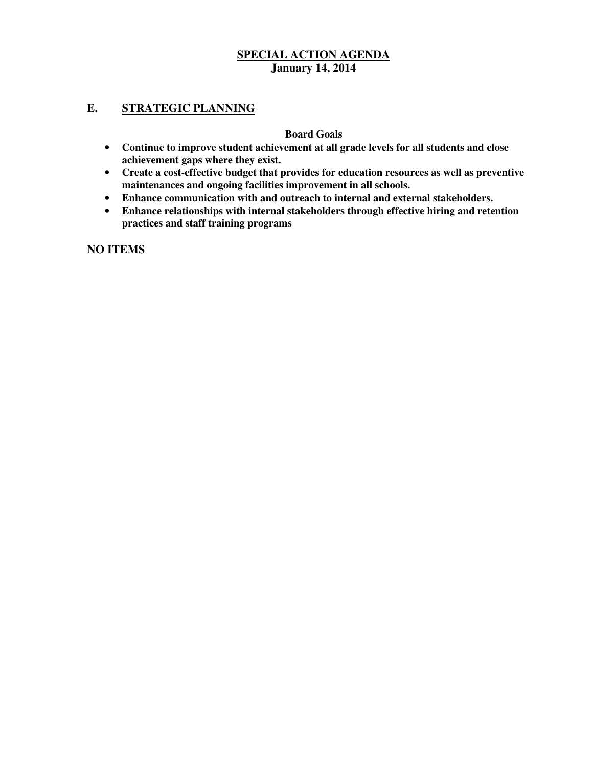**SPECIAL ACTION AGENDA**
**January 14, 2014**

## E. STRATEGIC PLANNING

**Board Goals**

- **Continue to improve student achievement at all grade levels for all students and close achievement gaps where they exist.**
- **Create a cost-effective budget that provides for education resources as well as preventive maintenances and ongoing facilities improvement in all schools.**
- **Enhance communication with and outreach to internal and external stakeholders.**
- **Enhance relationships with internal stakeholders through effective hiring and retention practices and staff training programs**

**NO ITEMS**